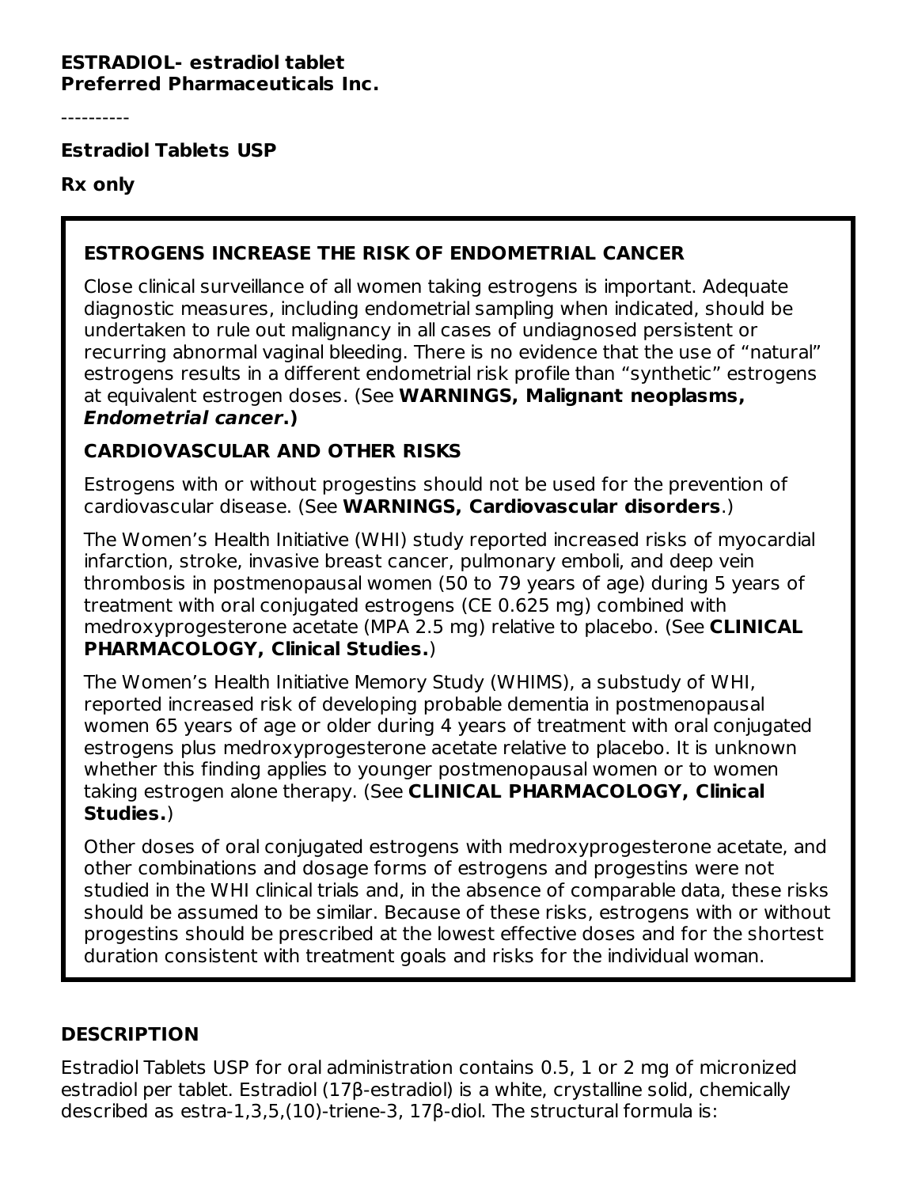**ESTRADIOL- estradiol tablet**
**Preferred Pharmaceuticals Inc.**

----------

**Estradiol Tablets USP**

**Rx only**

### ESTROGENS INCREASE THE RISK OF ENDOMETRIAL CANCER

Close clinical surveillance of all women taking estrogens is important. Adequate diagnostic measures, including endometrial sampling when indicated, should be undertaken to rule out malignancy in all cases of undiagnosed persistent or recurring abnormal vaginal bleeding. There is no evidence that the use of "natural" estrogens results in a different endometrial risk profile than "synthetic" estrogens at equivalent estrogen doses. (See **WARNINGS, Malignant neoplasms, *Endometrial cancer*.)**

### CARDIOVASCULAR AND OTHER RISKS

Estrogens with or without progestins should not be used for the prevention of cardiovascular disease. (See **WARNINGS, Cardiovascular disorders**.)

The Women's Health Initiative (WHI) study reported increased risks of myocardial infarction, stroke, invasive breast cancer, pulmonary emboli, and deep vein thrombosis in postmenopausal women (50 to 79 years of age) during 5 years of treatment with oral conjugated estrogens (CE 0.625 mg) combined with medroxyprogesterone acetate (MPA 2.5 mg) relative to placebo. (See **CLINICAL PHARMACOLOGY, Clinical Studies.**)

The Women's Health Initiative Memory Study (WHIMS), a substudy of WHI, reported increased risk of developing probable dementia in postmenopausal women 65 years of age or older during 4 years of treatment with oral conjugated estrogens plus medroxyprogesterone acetate relative to placebo. It is unknown whether this finding applies to younger postmenopausal women or to women taking estrogen alone therapy. (See **CLINICAL PHARMACOLOGY, Clinical Studies.**)

Other doses of oral conjugated estrogens with medroxyprogesterone acetate, and other combinations and dosage forms of estrogens and progestins were not studied in the WHI clinical trials and, in the absence of comparable data, these risks should be assumed to be similar. Because of these risks, estrogens with or without progestins should be prescribed at the lowest effective doses and for the shortest duration consistent with treatment goals and risks for the individual woman.

## DESCRIPTION

Estradiol Tablets USP for oral administration contains 0.5, 1 or 2 mg of micronized estradiol per tablet. Estradiol (17β-estradiol) is a white, crystalline solid, chemically described as estra-1,3,5,(10)-triene-3, 17β-diol. The structural formula is: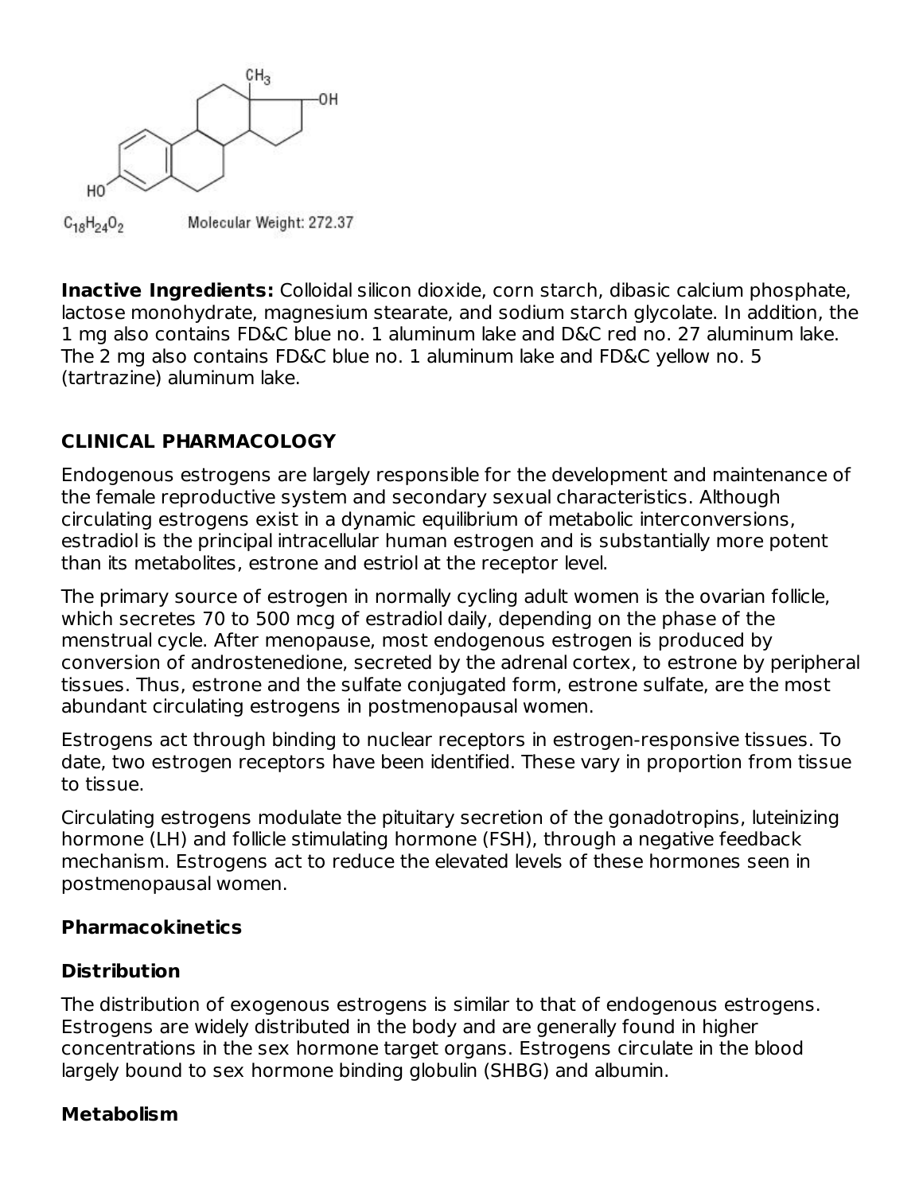$C_{18}H_{24}O_2$ Molecular Weight: 272.37

**Inactive Ingredients:** Colloidal silicon dioxide, corn starch, dibasic calcium phosphate, lactose monohydrate, magnesium stearate, and sodium starch glycolate. In addition, the 1 mg also contains FD&C blue no. 1 aluminum lake and D&C red no. 27 aluminum lake. The 2 mg also contains FD&C blue no. 1 aluminum lake and FD&C yellow no. 5 (tartrazine) aluminum lake.

## CLINICAL PHARMACOLOGY

Endogenous estrogens are largely responsible for the development and maintenance of the female reproductive system and secondary sexual characteristics. Although circulating estrogens exist in a dynamic equilibrium of metabolic interconversions, estradiol is the principal intracellular human estrogen and is substantially more potent than its metabolites, estrone and estriol at the receptor level.

The primary source of estrogen in normally cycling adult women is the ovarian follicle, which secretes 70 to 500 mcg of estradiol daily, depending on the phase of the menstrual cycle. After menopause, most endogenous estrogen is produced by conversion of androstenedione, secreted by the adrenal cortex, to estrone by peripheral tissues. Thus, estrone and the sulfate conjugated form, estrone sulfate, are the most abundant circulating estrogens in postmenopausal women.

Estrogens act through binding to nuclear receptors in estrogen-responsive tissues. To date, two estrogen receptors have been identified. These vary in proportion from tissue to tissue.

Circulating estrogens modulate the pituitary secretion of the gonadotropins, luteinizing hormone (LH) and follicle stimulating hormone (FSH), through a negative feedback mechanism. Estrogens act to reduce the elevated levels of these hormones seen in postmenopausal women.

### Pharmacokinetics

### Distribution

The distribution of exogenous estrogens is similar to that of endogenous estrogens. Estrogens are widely distributed in the body and are generally found in higher concentrations in the sex hormone target organs. Estrogens circulate in the blood largely bound to sex hormone binding globulin (SHBG) and albumin.

### Metabolism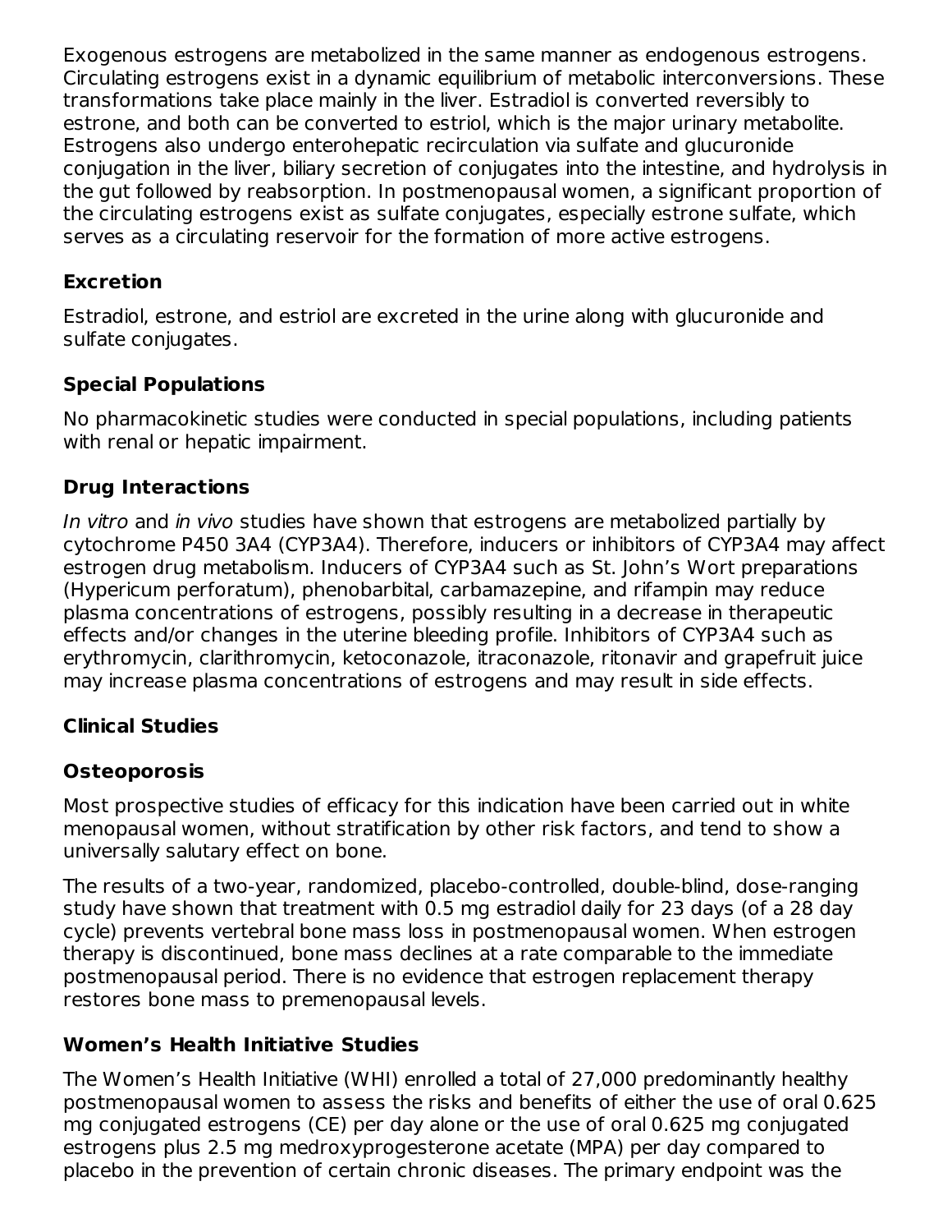Exogenous estrogens are metabolized in the same manner as endogenous estrogens. Circulating estrogens exist in a dynamic equilibrium of metabolic interconversions. These transformations take place mainly in the liver. Estradiol is converted reversibly to estrone, and both can be converted to estriol, which is the major urinary metabolite. Estrogens also undergo enterohepatic recirculation via sulfate and glucuronide conjugation in the liver, biliary secretion of conjugates into the intestine, and hydrolysis in the gut followed by reabsorption. In postmenopausal women, a significant proportion of the circulating estrogens exist as sulfate conjugates, especially estrone sulfate, which serves as a circulating reservoir for the formation of more active estrogens.

### Excretion

Estradiol, estrone, and estriol are excreted in the urine along with glucuronide and sulfate conjugates.

### Special Populations

No pharmacokinetic studies were conducted in special populations, including patients with renal or hepatic impairment.

### Drug Interactions

*In vitro* and *in vivo* studies have shown that estrogens are metabolized partially by cytochrome P450 3A4 (CYP3A4). Therefore, inducers or inhibitors of CYP3A4 may affect estrogen drug metabolism. Inducers of CYP3A4 such as St. John's Wort preparations (Hypericum perforatum), phenobarbital, carbamazepine, and rifampin may reduce plasma concentrations of estrogens, possibly resulting in a decrease in therapeutic effects and/or changes in the uterine bleeding profile. Inhibitors of CYP3A4 such as erythromycin, clarithromycin, ketoconazole, itraconazole, ritonavir and grapefruit juice may increase plasma concentrations of estrogens and may result in side effects.

## Clinical Studies

### Osteoporosis

Most prospective studies of efficacy for this indication have been carried out in white menopausal women, without stratification by other risk factors, and tend to show a universally salutary effect on bone.

The results of a two-year, randomized, placebo-controlled, double-blind, dose-ranging study have shown that treatment with 0.5 mg estradiol daily for 23 days (of a 28 day cycle) prevents vertebral bone mass loss in postmenopausal women. When estrogen therapy is discontinued, bone mass declines at a rate comparable to the immediate postmenopausal period. There is no evidence that estrogen replacement therapy restores bone mass to premenopausal levels.

### Women's Health Initiative Studies

The Women's Health Initiative (WHI) enrolled a total of 27,000 predominantly healthy postmenopausal women to assess the risks and benefits of either the use of oral 0.625 mg conjugated estrogens (CE) per day alone or the use of oral 0.625 mg conjugated estrogens plus 2.5 mg medroxyprogesterone acetate (MPA) per day compared to placebo in the prevention of certain chronic diseases. The primary endpoint was the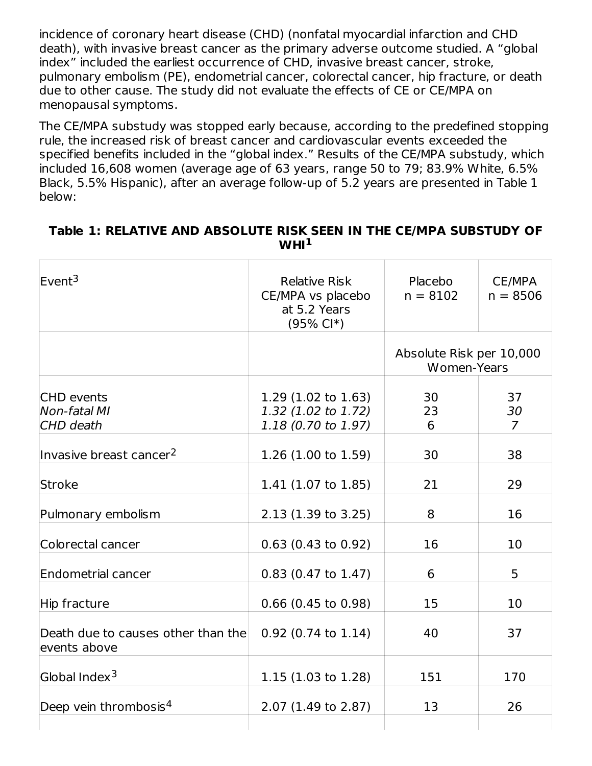incidence of coronary heart disease (CHD) (nonfatal myocardial infarction and CHD death), with invasive breast cancer as the primary adverse outcome studied. A "global index" included the earliest occurrence of CHD, invasive breast cancer, stroke, pulmonary embolism (PE), endometrial cancer, colorectal cancer, hip fracture, or death due to other cause. The study did not evaluate the effects of CE or CE/MPA on menopausal symptoms.

The CE/MPA substudy was stopped early because, according to the predefined stopping rule, the increased risk of breast cancer and cardiovascular events exceeded the specified benefits included in the "global index." Results of the CE/MPA substudy, which included 16,608 women (average age of 63 years, range 50 to 79; 83.9% White, 6.5% Black, 5.5% Hispanic), after an average follow-up of 5.2 years are presented in Table 1 below:

**Table 1: RELATIVE AND ABSOLUTE RISK SEEN IN THE CE/MPA SUBSTUDY OF WHI[1]**

| Event[3] | Relative Risk CE/MPA vs placebo at 5.2 Years (95% CI*) | Placebo n = 8102 | CE/MPA n = 8506 |
|---|---|---|---|
| | | Absolute Risk per 10,000 Women-Years | |
| CHD events | 1.29 (1.02 to 1.63) | 30 | 37 |
| *Non-fatal MI* | *1.32 (1.02 to 1.72)* | 23 | *30* |
| *CHD death* | *1.18 (0.70 to 1.97)* | 6 | *7* |
| Invasive breast cancer[2] | 1.26 (1.00 to 1.59) | 30 | 38 |
| Stroke | 1.41 (1.07 to 1.85) | 21 | 29 |
| Pulmonary embolism | 2.13 (1.39 to 3.25) | 8 | 16 |
| Colorectal cancer | 0.63 (0.43 to 0.92) | 16 | 10 |
| Endometrial cancer | 0.83 (0.47 to 1.47) | 6 | 5 |
| Hip fracture | 0.66 (0.45 to 0.98) | 15 | 10 |
| Death due to causes other than the events above | 0.92 (0.74 to 1.14) | 40 | 37 |
| Global Index[3] | 1.15 (1.03 to 1.28) | 151 | 170 |
| Deep vein thrombosis[4] | 2.07 (1.49 to 2.87) | 13 | 26 |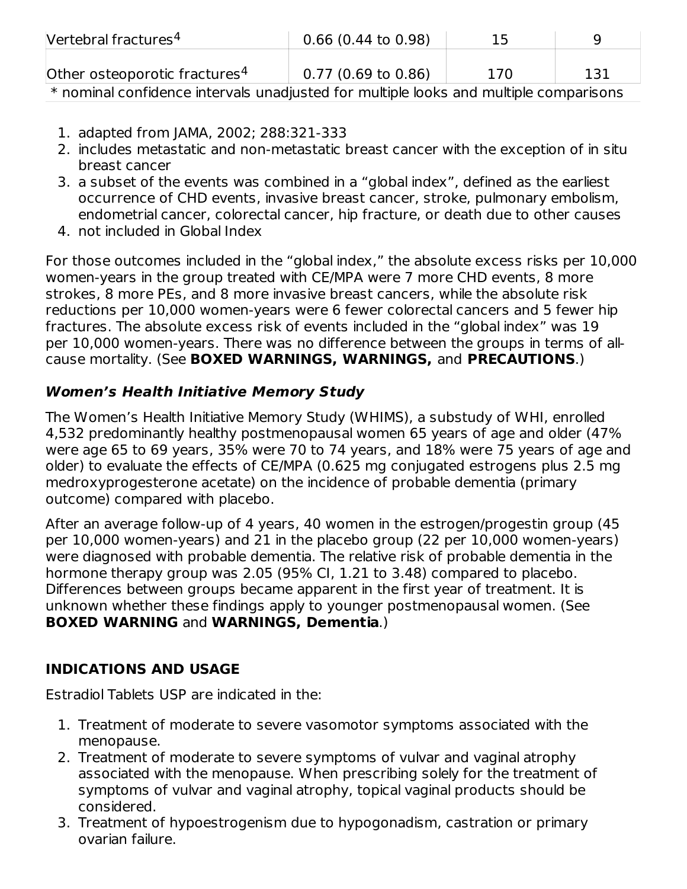| | | | |
|---|---|---|---|
| Vertebral fractures[4] | 0.66 (0.44 to 0.98) | 15 | 9 |
| Other osteoporotic fractures[4] | 0.77 (0.69 to 0.86) | 170 | 131 |

* nominal confidence intervals unadjusted for multiple looks and multiple comparisons

1. adapted from JAMA, 2002; 288:321-333
2. includes metastatic and non-metastatic breast cancer with the exception of in situ breast cancer
3. a subset of the events was combined in a "global index", defined as the earliest occurrence of CHD events, invasive breast cancer, stroke, pulmonary embolism, endometrial cancer, colorectal cancer, hip fracture, or death due to other causes
4. not included in Global Index

For those outcomes included in the "global index," the absolute excess risks per 10,000 women-years in the group treated with CE/MPA were 7 more CHD events, 8 more strokes, 8 more PEs, and 8 more invasive breast cancers, while the absolute risk reductions per 10,000 women-years were 6 fewer colorectal cancers and 5 fewer hip fractures. The absolute excess risk of events included in the "global index" was 19 per 10,000 women-years. There was no difference between the groups in terms of all-cause mortality. (See **BOXED WARNINGS, WARNINGS,** and **PRECAUTIONS**.)

### *Women's Health Initiative Memory Study*

The Women's Health Initiative Memory Study (WHIMS), a substudy of WHI, enrolled 4,532 predominantly healthy postmenopausal women 65 years of age and older (47% were age 65 to 69 years, 35% were 70 to 74 years, and 18% were 75 years of age and older) to evaluate the effects of CE/MPA (0.625 mg conjugated estrogens plus 2.5 mg medroxyprogesterone acetate) on the incidence of probable dementia (primary outcome) compared with placebo.

After an average follow-up of 4 years, 40 women in the estrogen/progestin group (45 per 10,000 women-years) and 21 in the placebo group (22 per 10,000 women-years) were diagnosed with probable dementia. The relative risk of probable dementia in the hormone therapy group was 2.05 (95% CI, 1.21 to 3.48) compared to placebo. Differences between groups became apparent in the first year of treatment. It is unknown whether these findings apply to younger postmenopausal women. (See **BOXED WARNING** and **WARNINGS, Dementia**.)

## INDICATIONS AND USAGE

Estradiol Tablets USP are indicated in the:

1. Treatment of moderate to severe vasomotor symptoms associated with the menopause.
2. Treatment of moderate to severe symptoms of vulvar and vaginal atrophy associated with the menopause. When prescribing solely for the treatment of symptoms of vulvar and vaginal atrophy, topical vaginal products should be considered.
3. Treatment of hypoestrogenism due to hypogonadism, castration or primary ovarian failure.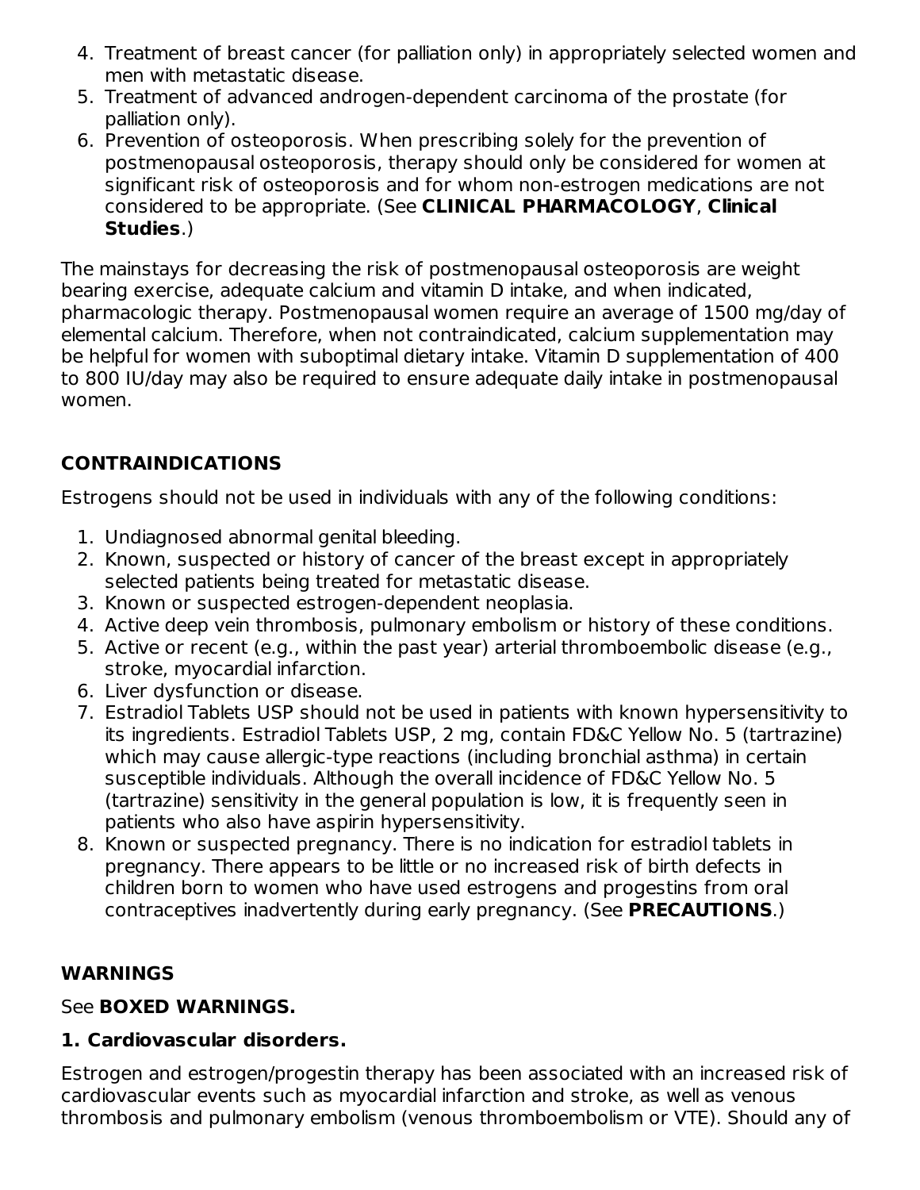4. Treatment of breast cancer (for palliation only) in appropriately selected women and men with metastatic disease.
5. Treatment of advanced androgen-dependent carcinoma of the prostate (for palliation only).
6. Prevention of osteoporosis. When prescribing solely for the prevention of postmenopausal osteoporosis, therapy should only be considered for women at significant risk of osteoporosis and for whom non-estrogen medications are not considered to be appropriate. (See **CLINICAL PHARMACOLOGY**, **Clinical Studies**.)

The mainstays for decreasing the risk of postmenopausal osteoporosis are weight bearing exercise, adequate calcium and vitamin D intake, and when indicated, pharmacologic therapy. Postmenopausal women require an average of 1500 mg/day of elemental calcium. Therefore, when not contraindicated, calcium supplementation may be helpful for women with suboptimal dietary intake. Vitamin D supplementation of 400 to 800 IU/day may also be required to ensure adequate daily intake in postmenopausal women.

## CONTRAINDICATIONS

Estrogens should not be used in individuals with any of the following conditions:

1. Undiagnosed abnormal genital bleeding.
2. Known, suspected or history of cancer of the breast except in appropriately selected patients being treated for metastatic disease.
3. Known or suspected estrogen-dependent neoplasia.
4. Active deep vein thrombosis, pulmonary embolism or history of these conditions.
5. Active or recent (e.g., within the past year) arterial thromboembolic disease (e.g., stroke, myocardial infarction.
6. Liver dysfunction or disease.
7. Estradiol Tablets USP should not be used in patients with known hypersensitivity to its ingredients. Estradiol Tablets USP, 2 mg, contain FD&C Yellow No. 5 (tartrazine) which may cause allergic-type reactions (including bronchial asthma) in certain susceptible individuals. Although the overall incidence of FD&C Yellow No. 5 (tartrazine) sensitivity in the general population is low, it is frequently seen in patients who also have aspirin hypersensitivity.
8. Known or suspected pregnancy. There is no indication for estradiol tablets in pregnancy. There appears to be little or no increased risk of birth defects in children born to women who have used estrogens and progestins from oral contraceptives inadvertently during early pregnancy. (See **PRECAUTIONS**.)

## WARNINGS

See **BOXED WARNINGS.**

### 1. Cardiovascular disorders.

Estrogen and estrogen/progestin therapy has been associated with an increased risk of cardiovascular events such as myocardial infarction and stroke, as well as venous thrombosis and pulmonary embolism (venous thromboembolism or VTE). Should any of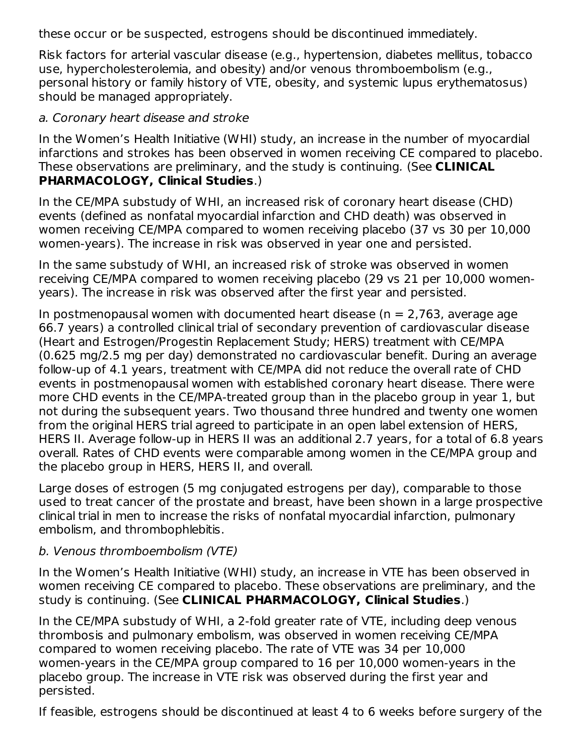these occur or be suspected, estrogens should be discontinued immediately.

Risk factors for arterial vascular disease (e.g., hypertension, diabetes mellitus, tobacco use, hypercholesterolemia, and obesity) and/or venous thromboembolism (e.g., personal history or family history of VTE, obesity, and systemic lupus erythematosus) should be managed appropriately.

*a. Coronary heart disease and stroke*

In the Women's Health Initiative (WHI) study, an increase in the number of myocardial infarctions and strokes has been observed in women receiving CE compared to placebo. These observations are preliminary, and the study is continuing. (See **CLINICAL PHARMACOLOGY, Clinical Studies**.)

In the CE/MPA substudy of WHI, an increased risk of coronary heart disease (CHD) events (defined as nonfatal myocardial infarction and CHD death) was observed in women receiving CE/MPA compared to women receiving placebo (37 vs 30 per 10,000 women-years). The increase in risk was observed in year one and persisted.

In the same substudy of WHI, an increased risk of stroke was observed in women receiving CE/MPA compared to women receiving placebo (29 vs 21 per 10,000 women-years). The increase in risk was observed after the first year and persisted.

In postmenopausal women with documented heart disease (n = 2,763, average age 66.7 years) a controlled clinical trial of secondary prevention of cardiovascular disease (Heart and Estrogen/Progestin Replacement Study; HERS) treatment with CE/MPA (0.625 mg/2.5 mg per day) demonstrated no cardiovascular benefit. During an average follow-up of 4.1 years, treatment with CE/MPA did not reduce the overall rate of CHD events in postmenopausal women with established coronary heart disease. There were more CHD events in the CE/MPA-treated group than in the placebo group in year 1, but not during the subsequent years. Two thousand three hundred and twenty one women from the original HERS trial agreed to participate in an open label extension of HERS, HERS II. Average follow-up in HERS II was an additional 2.7 years, for a total of 6.8 years overall. Rates of CHD events were comparable among women in the CE/MPA group and the placebo group in HERS, HERS II, and overall.

Large doses of estrogen (5 mg conjugated estrogens per day), comparable to those used to treat cancer of the prostate and breast, have been shown in a large prospective clinical trial in men to increase the risks of nonfatal myocardial infarction, pulmonary embolism, and thrombophlebitis.

*b. Venous thromboembolism (VTE)*

In the Women's Health Initiative (WHI) study, an increase in VTE has been observed in women receiving CE compared to placebo. These observations are preliminary, and the study is continuing. (See **CLINICAL PHARMACOLOGY, Clinical Studies**.)

In the CE/MPA substudy of WHI, a 2-fold greater rate of VTE, including deep venous thrombosis and pulmonary embolism, was observed in women receiving CE/MPA compared to women receiving placebo. The rate of VTE was 34 per 10,000 women-years in the CE/MPA group compared to 16 per 10,000 women-years in the placebo group. The increase in VTE risk was observed during the first year and persisted.

If feasible, estrogens should be discontinued at least 4 to 6 weeks before surgery of the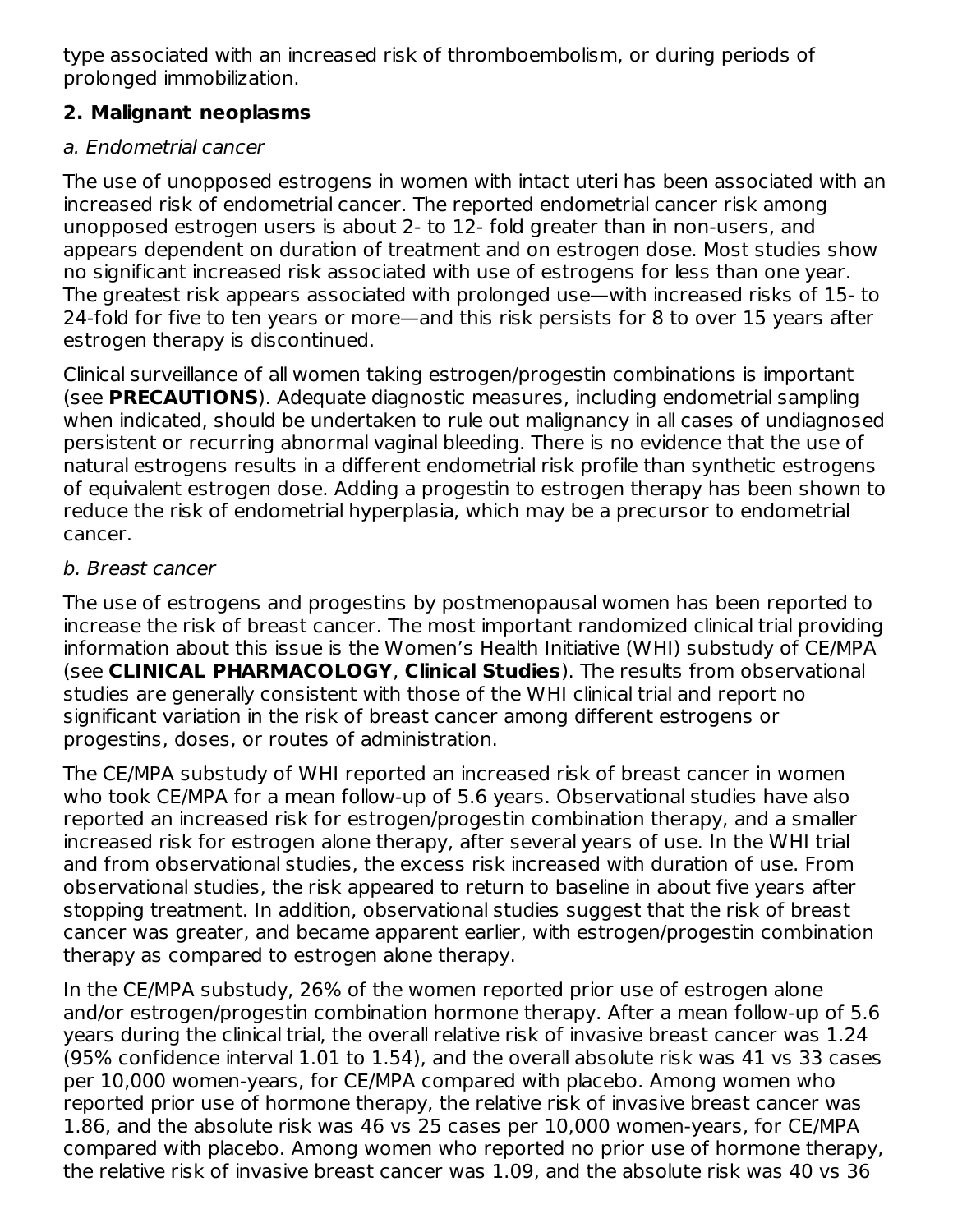type associated with an increased risk of thromboembolism, or during periods of prolonged immobilization.

**2. Malignant neoplasms**

*a. Endometrial cancer*

The use of unopposed estrogens in women with intact uteri has been associated with an increased risk of endometrial cancer. The reported endometrial cancer risk among unopposed estrogen users is about 2- to 12- fold greater than in non-users, and appears dependent on duration of treatment and on estrogen dose. Most studies show no significant increased risk associated with use of estrogens for less than one year. The greatest risk appears associated with prolonged use—with increased risks of 15- to 24-fold for five to ten years or more—and this risk persists for 8 to over 15 years after estrogen therapy is discontinued.

Clinical surveillance of all women taking estrogen/progestin combinations is important (see **PRECAUTIONS**). Adequate diagnostic measures, including endometrial sampling when indicated, should be undertaken to rule out malignancy in all cases of undiagnosed persistent or recurring abnormal vaginal bleeding. There is no evidence that the use of natural estrogens results in a different endometrial risk profile than synthetic estrogens of equivalent estrogen dose. Adding a progestin to estrogen therapy has been shown to reduce the risk of endometrial hyperplasia, which may be a precursor to endometrial cancer.

*b. Breast cancer*

The use of estrogens and progestins by postmenopausal women has been reported to increase the risk of breast cancer. The most important randomized clinical trial providing information about this issue is the Women's Health Initiative (WHI) substudy of CE/MPA (see **CLINICAL PHARMACOLOGY**, **Clinical Studies**). The results from observational studies are generally consistent with those of the WHI clinical trial and report no significant variation in the risk of breast cancer among different estrogens or progestins, doses, or routes of administration.

The CE/MPA substudy of WHI reported an increased risk of breast cancer in women who took CE/MPA for a mean follow-up of 5.6 years. Observational studies have also reported an increased risk for estrogen/progestin combination therapy, and a smaller increased risk for estrogen alone therapy, after several years of use. In the WHI trial and from observational studies, the excess risk increased with duration of use. From observational studies, the risk appeared to return to baseline in about five years after stopping treatment. In addition, observational studies suggest that the risk of breast cancer was greater, and became apparent earlier, with estrogen/progestin combination therapy as compared to estrogen alone therapy.

In the CE/MPA substudy, 26% of the women reported prior use of estrogen alone and/or estrogen/progestin combination hormone therapy. After a mean follow-up of 5.6 years during the clinical trial, the overall relative risk of invasive breast cancer was 1.24 (95% confidence interval 1.01 to 1.54), and the overall absolute risk was 41 vs 33 cases per 10,000 women-years, for CE/MPA compared with placebo. Among women who reported prior use of hormone therapy, the relative risk of invasive breast cancer was 1.86, and the absolute risk was 46 vs 25 cases per 10,000 women-years, for CE/MPA compared with placebo. Among women who reported no prior use of hormone therapy, the relative risk of invasive breast cancer was 1.09, and the absolute risk was 40 vs 36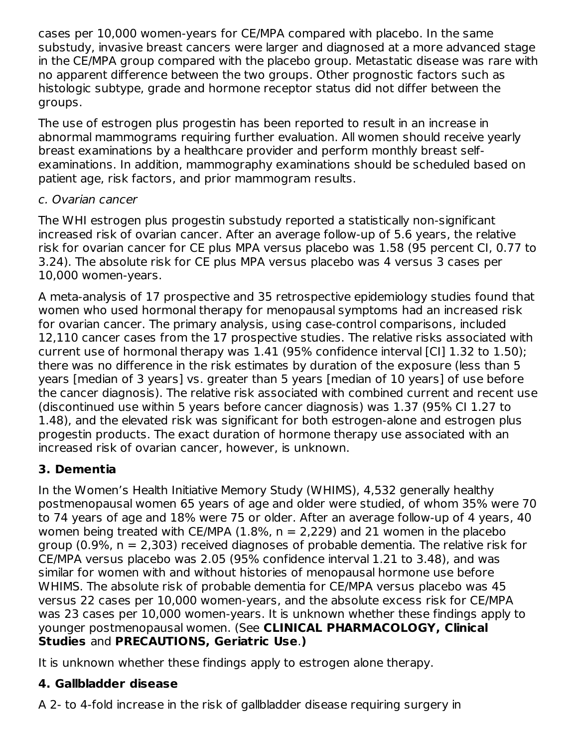cases per 10,000 women-years for CE/MPA compared with placebo. In the same substudy, invasive breast cancers were larger and diagnosed at a more advanced stage in the CE/MPA group compared with the placebo group. Metastatic disease was rare with no apparent difference between the two groups. Other prognostic factors such as histologic subtype, grade and hormone receptor status did not differ between the groups.

The use of estrogen plus progestin has been reported to result in an increase in abnormal mammograms requiring further evaluation. All women should receive yearly breast examinations by a healthcare provider and perform monthly breast self-examinations. In addition, mammography examinations should be scheduled based on patient age, risk factors, and prior mammogram results.

*c. Ovarian cancer*

The WHI estrogen plus progestin substudy reported a statistically non-significant increased risk of ovarian cancer. After an average follow-up of 5.6 years, the relative risk for ovarian cancer for CE plus MPA versus placebo was 1.58 (95 percent CI, 0.77 to 3.24). The absolute risk for CE plus MPA versus placebo was 4 versus 3 cases per 10,000 women-years.

A meta-analysis of 17 prospective and 35 retrospective epidemiology studies found that women who used hormonal therapy for menopausal symptoms had an increased risk for ovarian cancer. The primary analysis, using case-control comparisons, included 12,110 cancer cases from the 17 prospective studies. The relative risks associated with current use of hormonal therapy was 1.41 (95% confidence interval [CI] 1.32 to 1.50); there was no difference in the risk estimates by duration of the exposure (less than 5 years [median of 3 years] vs. greater than 5 years [median of 10 years] of use before the cancer diagnosis). The relative risk associated with combined current and recent use (discontinued use within 5 years before cancer diagnosis) was 1.37 (95% CI 1.27 to 1.48), and the elevated risk was significant for both estrogen-alone and estrogen plus progestin products. The exact duration of hormone therapy use associated with an increased risk of ovarian cancer, however, is unknown.

**3. Dementia**

In the Women's Health Initiative Memory Study (WHIMS), 4,532 generally healthy postmenopausal women 65 years of age and older were studied, of whom 35% were 70 to 74 years of age and 18% were 75 or older. After an average follow-up of 4 years, 40 women being treated with CE/MPA (1.8%, n = 2,229) and 21 women in the placebo group (0.9%, n = 2,303) received diagnoses of probable dementia. The relative risk for CE/MPA versus placebo was 2.05 (95% confidence interval 1.21 to 3.48), and was similar for women with and without histories of menopausal hormone use before WHIMS. The absolute risk of probable dementia for CE/MPA versus placebo was 45 versus 22 cases per 10,000 women-years, and the absolute excess risk for CE/MPA was 23 cases per 10,000 women-years. It is unknown whether these findings apply to younger postmenopausal women. (See **CLINICAL PHARMACOLOGY, Clinical Studies** and **PRECAUTIONS, Geriatric Use**.)

It is unknown whether these findings apply to estrogen alone therapy.

**4. Gallbladder disease**

A 2- to 4-fold increase in the risk of gallbladder disease requiring surgery in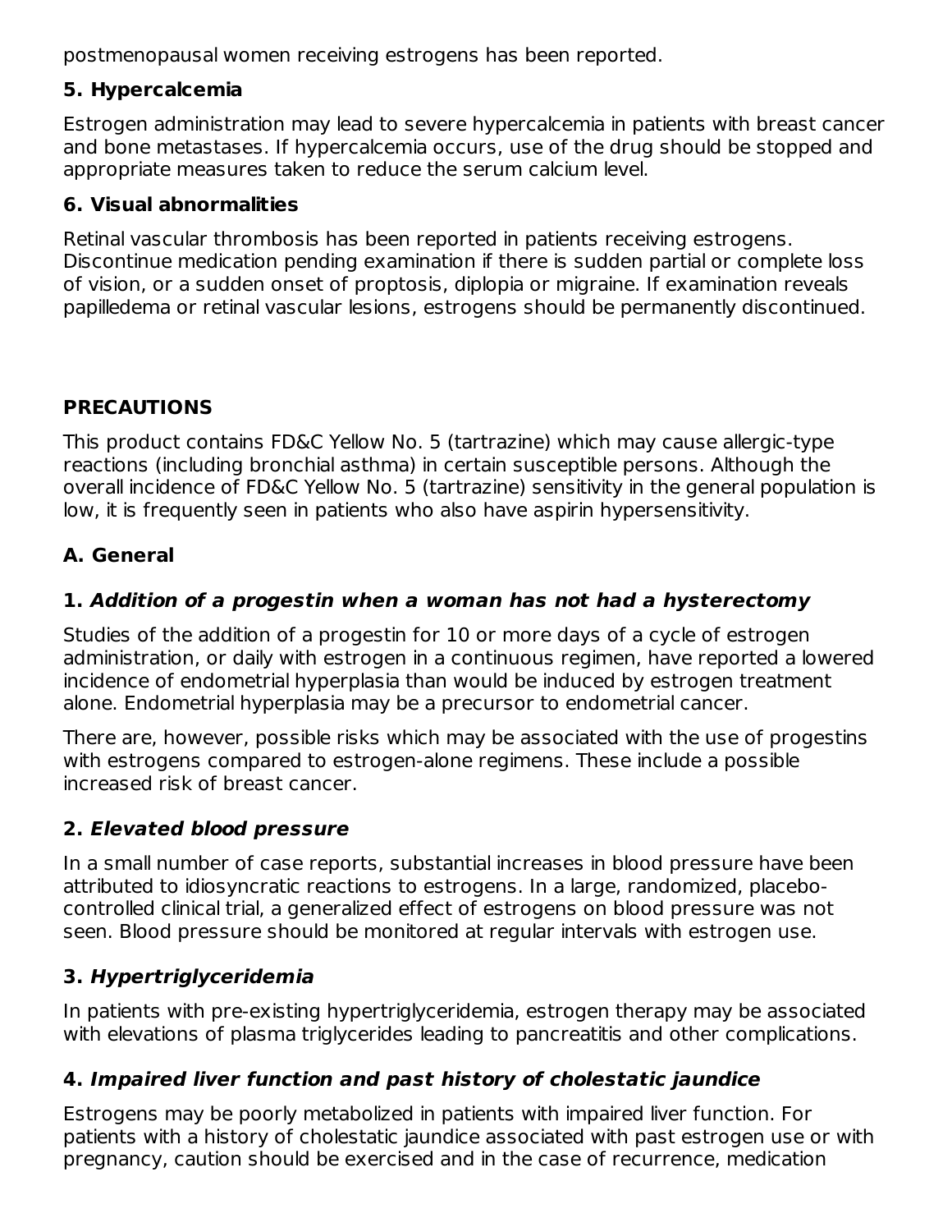postmenopausal women receiving estrogens has been reported.

### 5. Hypercalcemia

Estrogen administration may lead to severe hypercalcemia in patients with breast cancer and bone metastases. If hypercalcemia occurs, use of the drug should be stopped and appropriate measures taken to reduce the serum calcium level.

### 6. Visual abnormalities

Retinal vascular thrombosis has been reported in patients receiving estrogens. Discontinue medication pending examination if there is sudden partial or complete loss of vision, or a sudden onset of proptosis, diplopia or migraine. If examination reveals papilledema or retinal vascular lesions, estrogens should be permanently discontinued.

## PRECAUTIONS

This product contains FD&C Yellow No. 5 (tartrazine) which may cause allergic-type reactions (including bronchial asthma) in certain susceptible persons. Although the overall incidence of FD&C Yellow No. 5 (tartrazine) sensitivity in the general population is low, it is frequently seen in patients who also have aspirin hypersensitivity.

### A. General

### 1. *Addition of a progestin when a woman has not had a hysterectomy*

Studies of the addition of a progestin for 10 or more days of a cycle of estrogen administration, or daily with estrogen in a continuous regimen, have reported a lowered incidence of endometrial hyperplasia than would be induced by estrogen treatment alone. Endometrial hyperplasia may be a precursor to endometrial cancer.

There are, however, possible risks which may be associated with the use of progestins with estrogens compared to estrogen-alone regimens. These include a possible increased risk of breast cancer.

### 2. *Elevated blood pressure*

In a small number of case reports, substantial increases in blood pressure have been attributed to idiosyncratic reactions to estrogens. In a large, randomized, placebo-controlled clinical trial, a generalized effect of estrogens on blood pressure was not seen. Blood pressure should be monitored at regular intervals with estrogen use.

### 3. *Hypertriglyceridemia*

In patients with pre-existing hypertriglyceridemia, estrogen therapy may be associated with elevations of plasma triglycerides leading to pancreatitis and other complications.

### 4. *Impaired liver function and past history of cholestatic jaundice*

Estrogens may be poorly metabolized in patients with impaired liver function. For patients with a history of cholestatic jaundice associated with past estrogen use or with pregnancy, caution should be exercised and in the case of recurrence, medication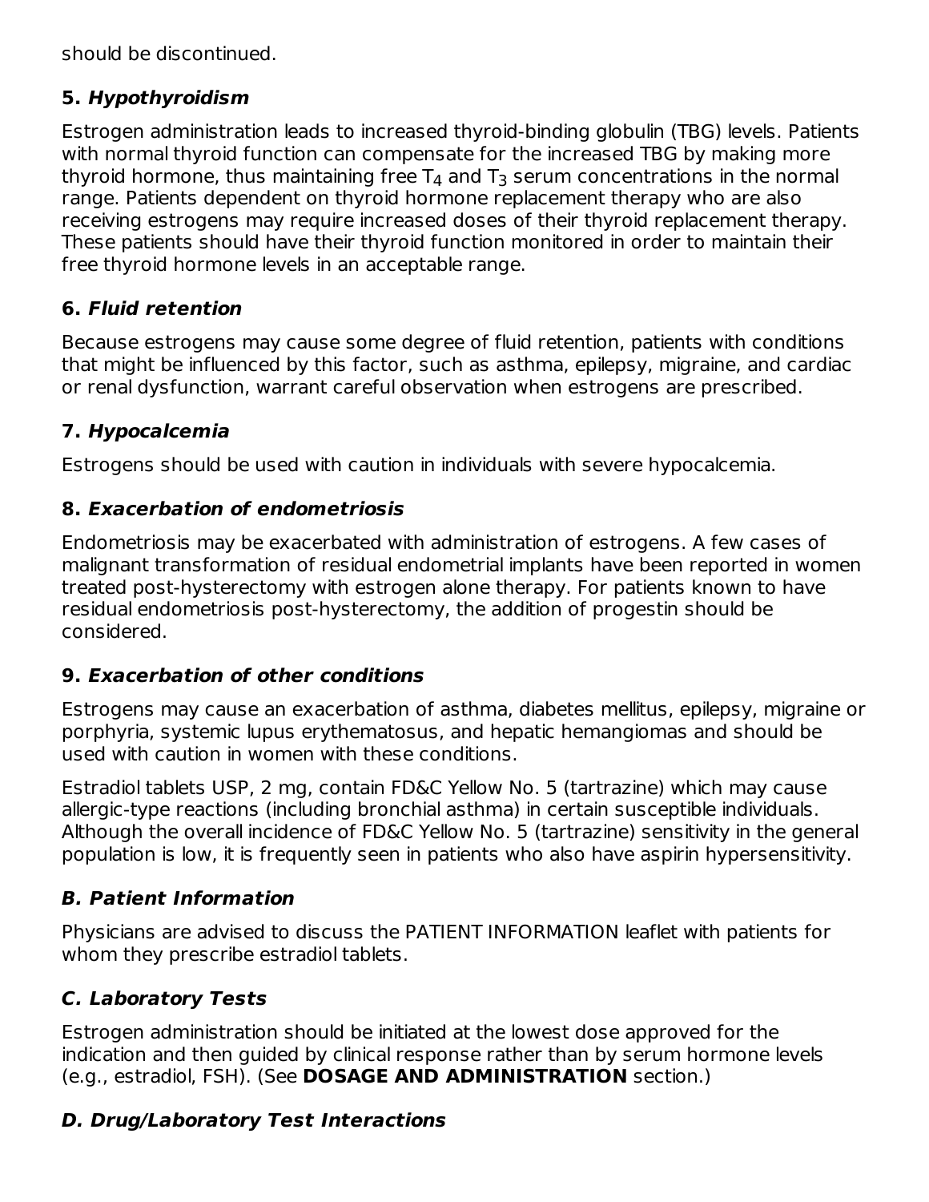should be discontinued.

### 5. *Hypothyroidism*

Estrogen administration leads to increased thyroid-binding globulin (TBG) levels. Patients with normal thyroid function can compensate for the increased TBG by making more thyroid hormone, thus maintaining free $T_4$ and $T_3$ serum concentrations in the normal range. Patients dependent on thyroid hormone replacement therapy who are also receiving estrogens may require increased doses of their thyroid replacement therapy. These patients should have their thyroid function monitored in order to maintain their free thyroid hormone levels in an acceptable range.

### 6. *Fluid retention*

Because estrogens may cause some degree of fluid retention, patients with conditions that might be influenced by this factor, such as asthma, epilepsy, migraine, and cardiac or renal dysfunction, warrant careful observation when estrogens are prescribed.

### 7. *Hypocalcemia*

Estrogens should be used with caution in individuals with severe hypocalcemia.

### 8. *Exacerbation of endometriosis*

Endometriosis may be exacerbated with administration of estrogens. A few cases of malignant transformation of residual endometrial implants have been reported in women treated post-hysterectomy with estrogen alone therapy. For patients known to have residual endometriosis post-hysterectomy, the addition of progestin should be considered.

### 9. *Exacerbation of other conditions*

Estrogens may cause an exacerbation of asthma, diabetes mellitus, epilepsy, migraine or porphyria, systemic lupus erythematosus, and hepatic hemangiomas and should be used with caution in women with these conditions.

Estradiol tablets USP, 2 mg, contain FD&C Yellow No. 5 (tartrazine) which may cause allergic-type reactions (including bronchial asthma) in certain susceptible individuals. Although the overall incidence of FD&C Yellow No. 5 (tartrazine) sensitivity in the general population is low, it is frequently seen in patients who also have aspirin hypersensitivity.

## *B. Patient Information*

Physicians are advised to discuss the PATIENT INFORMATION leaflet with patients for whom they prescribe estradiol tablets.

## *C. Laboratory Tests*

Estrogen administration should be initiated at the lowest dose approved for the indication and then guided by clinical response rather than by serum hormone levels (e.g., estradiol, FSH). (See **DOSAGE AND ADMINISTRATION** section.)

## *D. Drug/Laboratory Test Interactions*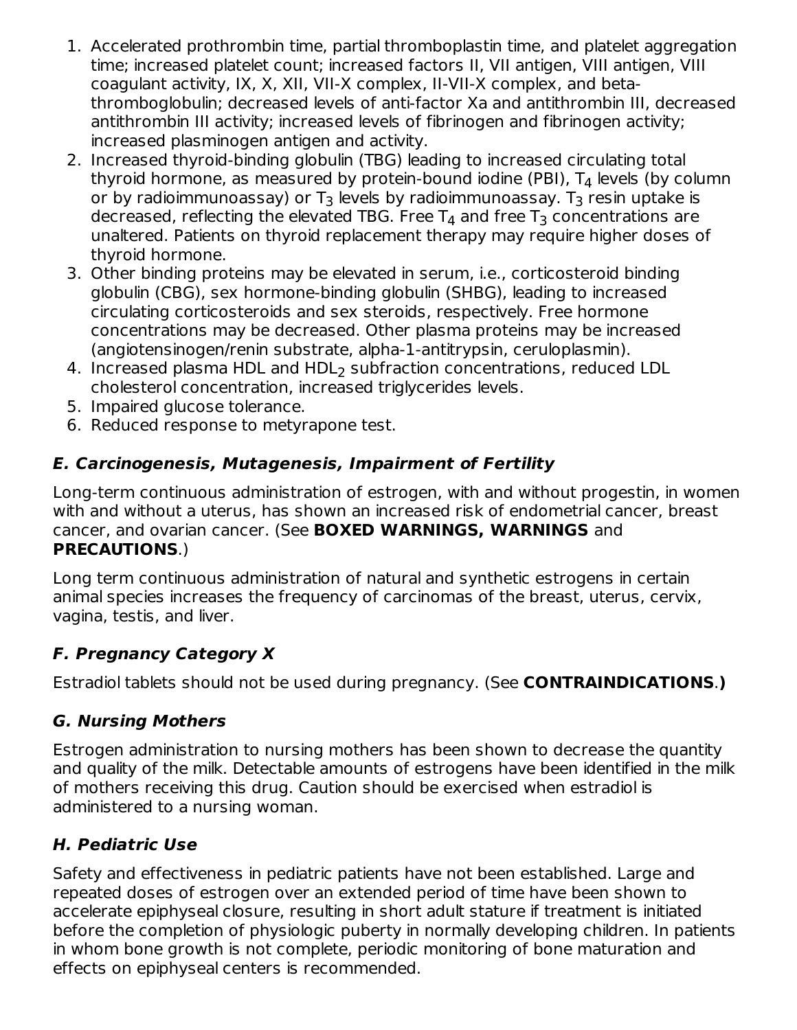1. Accelerated prothrombin time, partial thromboplastin time, and platelet aggregation time; increased platelet count; increased factors II, VII antigen, VIII antigen, VIII coagulant activity, IX, X, XII, VII-X complex, II-VII-X complex, and beta-thromboglobulin; decreased levels of anti-factor Xa and antithrombin III, decreased antithrombin III activity; increased levels of fibrinogen and fibrinogen activity; increased plasminogen antigen and activity.
2. Increased thyroid-binding globulin (TBG) leading to increased circulating total thyroid hormone, as measured by protein-bound iodine (PBI), $T_4$ levels (by column or by radioimmunoassay) or $T_3$ levels by radioimmunoassay. $T_3$ resin uptake is decreased, reflecting the elevated TBG. Free $T_4$ and free $T_3$ concentrations are unaltered. Patients on thyroid replacement therapy may require higher doses of thyroid hormone.
3. Other binding proteins may be elevated in serum, i.e., corticosteroid binding globulin (CBG), sex hormone-binding globulin (SHBG), leading to increased circulating corticosteroids and sex steroids, respectively. Free hormone concentrations may be decreased. Other plasma proteins may be increased (angiotensinogen/renin substrate, alpha-1-antitrypsin, ceruloplasmin).
4. Increased plasma HDL and $HDL_2$ subfraction concentrations, reduced LDL cholesterol concentration, increased triglycerides levels.
5. Impaired glucose tolerance.
6. Reduced response to metyrapone test.

### *E. Carcinogenesis, Mutagenesis, Impairment of Fertility*

Long-term continuous administration of estrogen, with and without progestin, in women with and without a uterus, has shown an increased risk of endometrial cancer, breast cancer, and ovarian cancer. (See **BOXED WARNINGS, WARNINGS** and **PRECAUTIONS**.)

Long term continuous administration of natural and synthetic estrogens in certain animal species increases the frequency of carcinomas of the breast, uterus, cervix, vagina, testis, and liver.

### *F. Pregnancy Category X*

Estradiol tablets should not be used during pregnancy. (See **CONTRAINDICATIONS.)**

### *G. Nursing Mothers*

Estrogen administration to nursing mothers has been shown to decrease the quantity and quality of the milk. Detectable amounts of estrogens have been identified in the milk of mothers receiving this drug. Caution should be exercised when estradiol is administered to a nursing woman.

### *H. Pediatric Use*

Safety and effectiveness in pediatric patients have not been established. Large and repeated doses of estrogen over an extended period of time have been shown to accelerate epiphyseal closure, resulting in short adult stature if treatment is initiated before the completion of physiologic puberty in normally developing children. In patients in whom bone growth is not complete, periodic monitoring of bone maturation and effects on epiphyseal centers is recommended.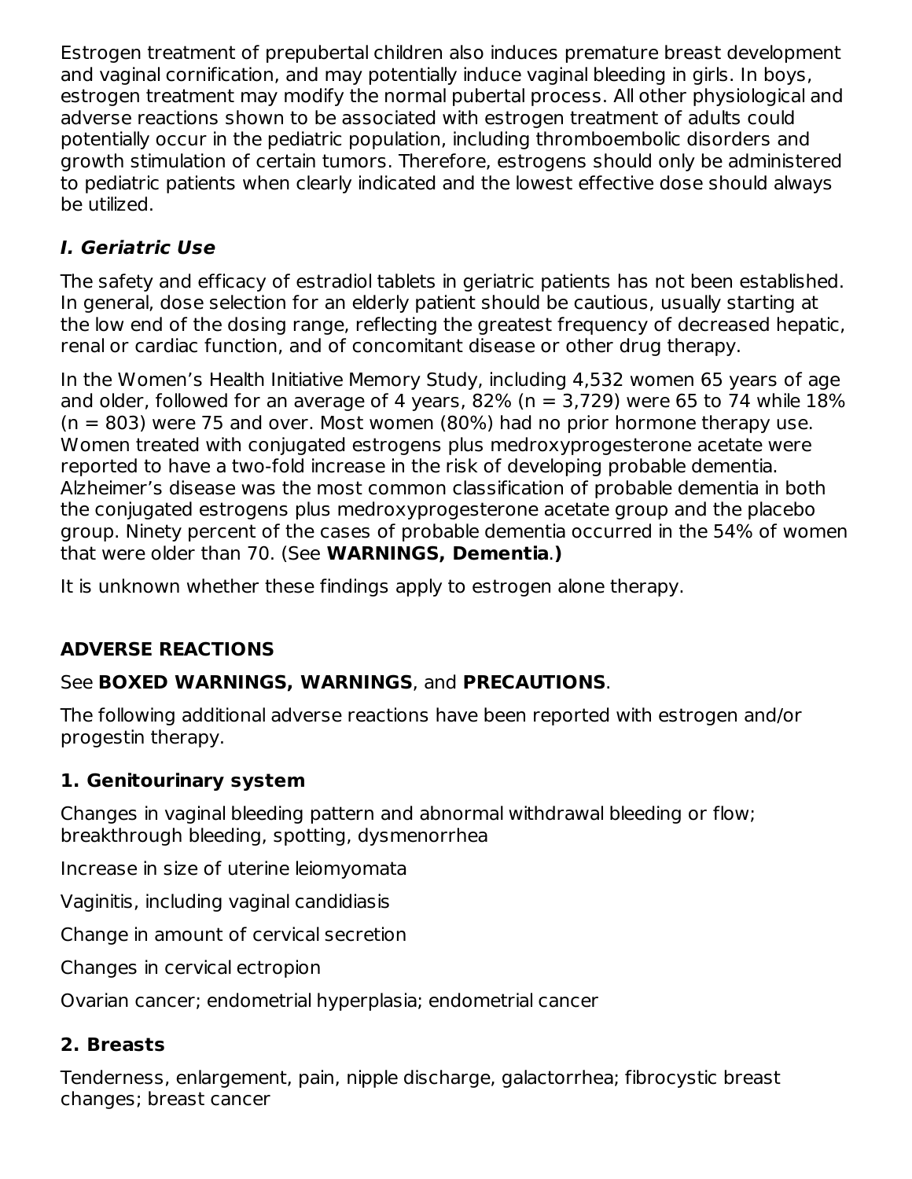Estrogen treatment of prepubertal children also induces premature breast development and vaginal cornification, and may potentially induce vaginal bleeding in girls. In boys, estrogen treatment may modify the normal pubertal process. All other physiological and adverse reactions shown to be associated with estrogen treatment of adults could potentially occur in the pediatric population, including thromboembolic disorders and growth stimulation of certain tumors. Therefore, estrogens should only be administered to pediatric patients when clearly indicated and the lowest effective dose should always be utilized.

### *I. Geriatric Use*

The safety and efficacy of estradiol tablets in geriatric patients has not been established. In general, dose selection for an elderly patient should be cautious, usually starting at the low end of the dosing range, reflecting the greatest frequency of decreased hepatic, renal or cardiac function, and of concomitant disease or other drug therapy.

In the Women's Health Initiative Memory Study, including 4,532 women 65 years of age and older, followed for an average of 4 years, 82% (n = 3,729) were 65 to 74 while 18% (n = 803) were 75 and over. Most women (80%) had no prior hormone therapy use. Women treated with conjugated estrogens plus medroxyprogesterone acetate were reported to have a two-fold increase in the risk of developing probable dementia. Alzheimer's disease was the most common classification of probable dementia in both the conjugated estrogens plus medroxyprogesterone acetate group and the placebo group. Ninety percent of the cases of probable dementia occurred in the 54% of women that were older than 70. (See **WARNINGS, Dementia**.**)**

It is unknown whether these findings apply to estrogen alone therapy.

## ADVERSE REACTIONS

See **BOXED WARNINGS, WARNINGS**, and **PRECAUTIONS**.

The following additional adverse reactions have been reported with estrogen and/or progestin therapy.

### 1. Genitourinary system

Changes in vaginal bleeding pattern and abnormal withdrawal bleeding or flow; breakthrough bleeding, spotting, dysmenorrhea

Increase in size of uterine leiomyomata

Vaginitis, including vaginal candidiasis

Change in amount of cervical secretion

Changes in cervical ectropion

Ovarian cancer; endometrial hyperplasia; endometrial cancer

### 2. Breasts

Tenderness, enlargement, pain, nipple discharge, galactorrhea; fibrocystic breast changes; breast cancer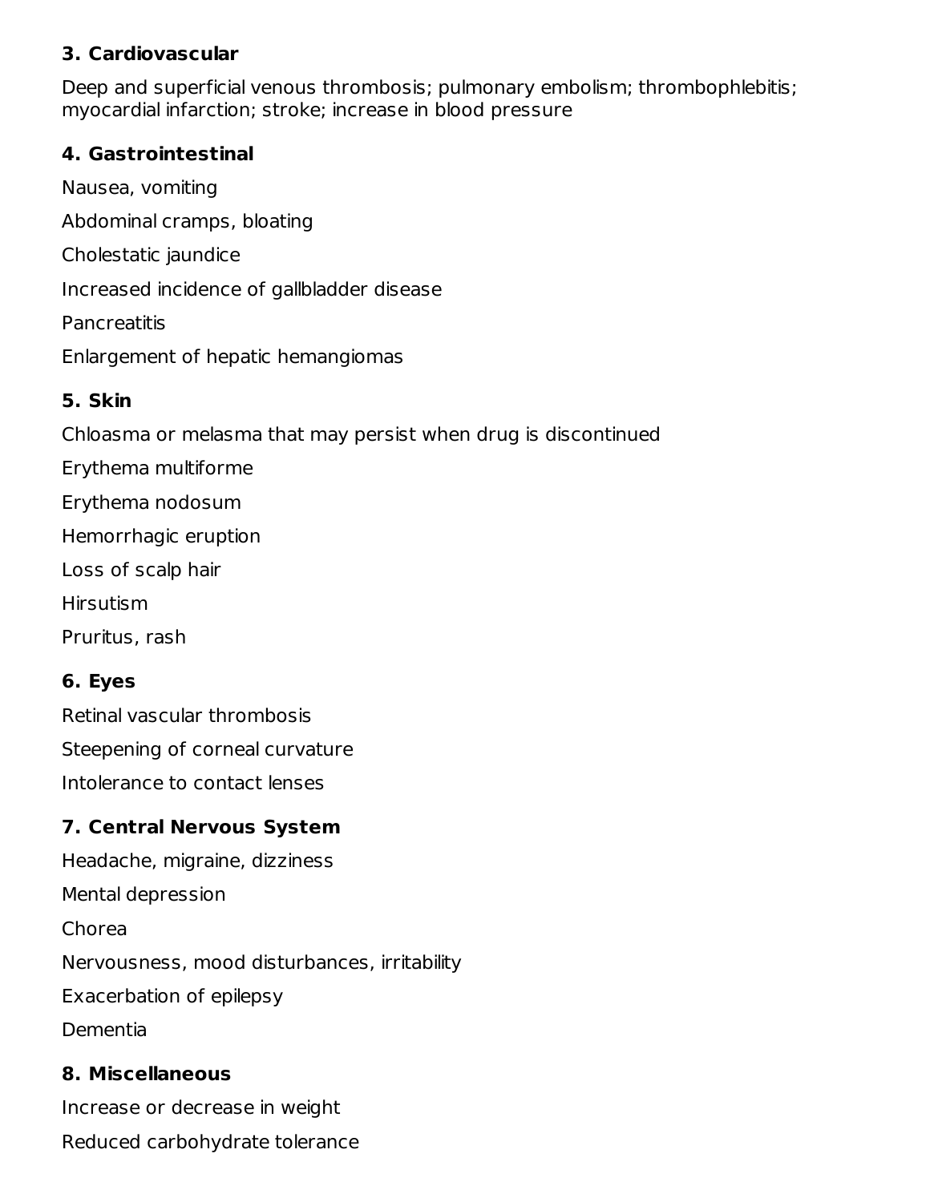**3. Cardiovascular**

Deep and superficial venous thrombosis; pulmonary embolism; thrombophlebitis; myocardial infarction; stroke; increase in blood pressure

**4. Gastrointestinal**

Nausea, vomiting

Abdominal cramps, bloating

Cholestatic jaundice

Increased incidence of gallbladder disease

Pancreatitis

Enlargement of hepatic hemangiomas

**5. Skin**

Chloasma or melasma that may persist when drug is discontinued

Erythema multiforme

Erythema nodosum

Hemorrhagic eruption

Loss of scalp hair

Hirsutism

Pruritus, rash

**6. Eyes**

Retinal vascular thrombosis

Steepening of corneal curvature

Intolerance to contact lenses

**7. Central Nervous System**

Headache, migraine, dizziness

Mental depression

Chorea

Nervousness, mood disturbances, irritability

Exacerbation of epilepsy

Dementia

**8. Miscellaneous**

Increase or decrease in weight

Reduced carbohydrate tolerance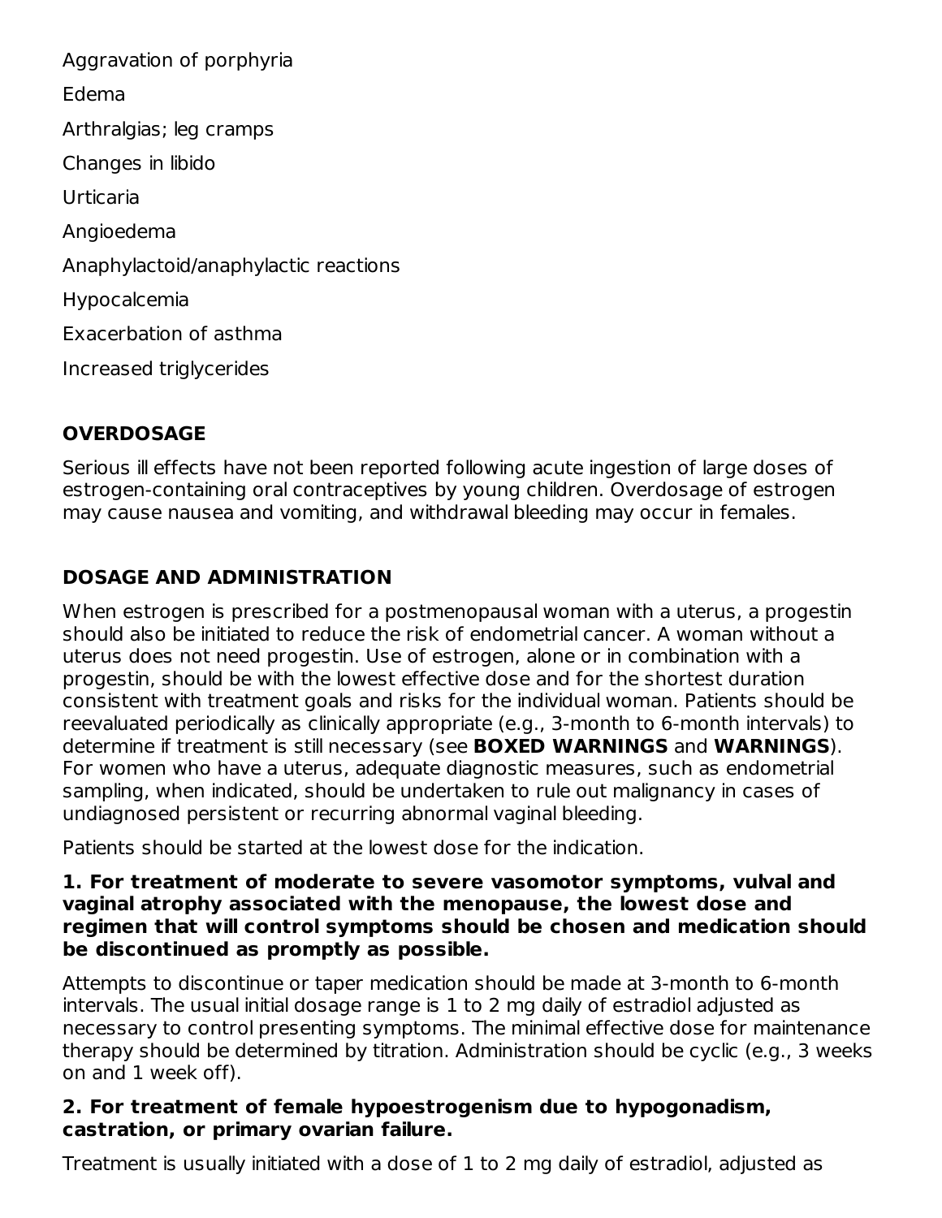Aggravation of porphyria

Edema

Arthralgias; leg cramps

Changes in libido

Urticaria

Angioedema

Anaphylactoid/anaphylactic reactions

Hypocalcemia

Exacerbation of asthma

Increased triglycerides

## OVERDOSAGE

Serious ill effects have not been reported following acute ingestion of large doses of estrogen-containing oral contraceptives by young children. Overdosage of estrogen may cause nausea and vomiting, and withdrawal bleeding may occur in females.

## DOSAGE AND ADMINISTRATION

When estrogen is prescribed for a postmenopausal woman with a uterus, a progestin should also be initiated to reduce the risk of endometrial cancer. A woman without a uterus does not need progestin. Use of estrogen, alone or in combination with a progestin, should be with the lowest effective dose and for the shortest duration consistent with treatment goals and risks for the individual woman. Patients should be reevaluated periodically as clinically appropriate (e.g., 3-month to 6-month intervals) to determine if treatment is still necessary (see **BOXED WARNINGS** and **WARNINGS**). For women who have a uterus, adequate diagnostic measures, such as endometrial sampling, when indicated, should be undertaken to rule out malignancy in cases of undiagnosed persistent or recurring abnormal vaginal bleeding.

Patients should be started at the lowest dose for the indication.

**1. For treatment of moderate to severe vasomotor symptoms, vulval and vaginal atrophy associated with the menopause, the lowest dose and regimen that will control symptoms should be chosen and medication should be discontinued as promptly as possible.**

Attempts to discontinue or taper medication should be made at 3-month to 6-month intervals. The usual initial dosage range is 1 to 2 mg daily of estradiol adjusted as necessary to control presenting symptoms. The minimal effective dose for maintenance therapy should be determined by titration. Administration should be cyclic (e.g., 3 weeks on and 1 week off).

**2. For treatment of female hypoestrogenism due to hypogonadism, castration, or primary ovarian failure.**

Treatment is usually initiated with a dose of 1 to 2 mg daily of estradiol, adjusted as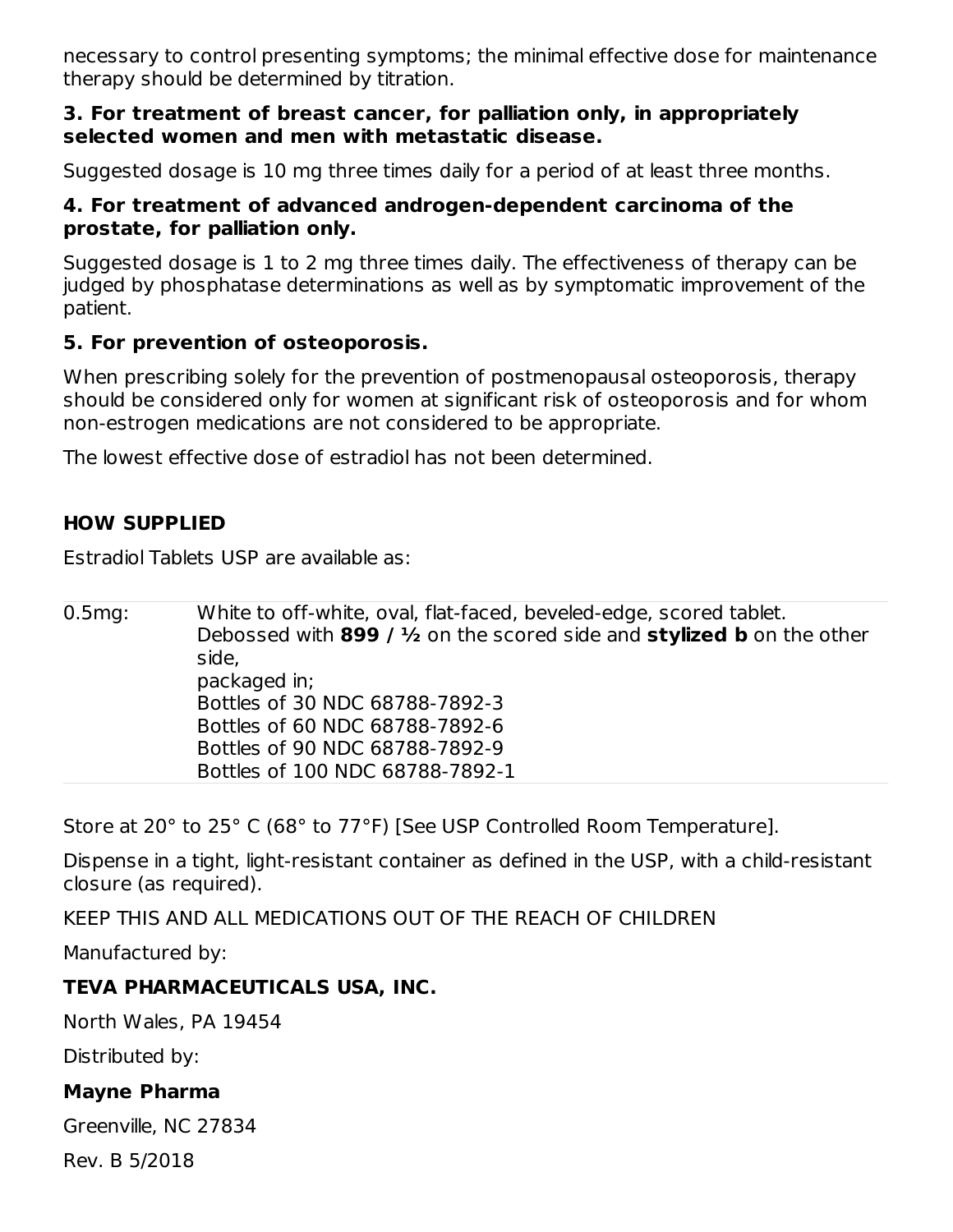necessary to control presenting symptoms; the minimal effective dose for maintenance therapy should be determined by titration.

**3. For treatment of breast cancer, for palliation only, in appropriately selected women and men with metastatic disease.**

Suggested dosage is 10 mg three times daily for a period of at least three months.

**4. For treatment of advanced androgen-dependent carcinoma of the prostate, for palliation only.**

Suggested dosage is 1 to 2 mg three times daily. The effectiveness of therapy can be judged by phosphatase determinations as well as by symptomatic improvement of the patient.

**5. For prevention of osteoporosis.**

When prescribing solely for the prevention of postmenopausal osteoporosis, therapy should be considered only for women at significant risk of osteoporosis and for whom non-estrogen medications are not considered to be appropriate.

The lowest effective dose of estradiol has not been determined.

## HOW SUPPLIED

Estradiol Tablets USP are available as:

| | |
|---|---|
| 0.5mg: | White to off-white, oval, flat-faced, beveled-edge, scored tablet. Debossed with **899 / ½** on the scored side and **stylized b** on the other side, packaged in; Bottles of 30 NDC 68788-7892-3 Bottles of 60 NDC 68788-7892-6 Bottles of 90 NDC 68788-7892-9 Bottles of 100 NDC 68788-7892-1 |

Store at 20° to 25° C (68° to 77°F) [See USP Controlled Room Temperature].

Dispense in a tight, light-resistant container as defined in the USP, with a child-resistant closure (as required).

KEEP THIS AND ALL MEDICATIONS OUT OF THE REACH OF CHILDREN

Manufactured by:

**TEVA PHARMACEUTICALS USA, INC.**

North Wales, PA 19454

Distributed by:

**Mayne Pharma**

Greenville, NC 27834

Rev. B 5/2018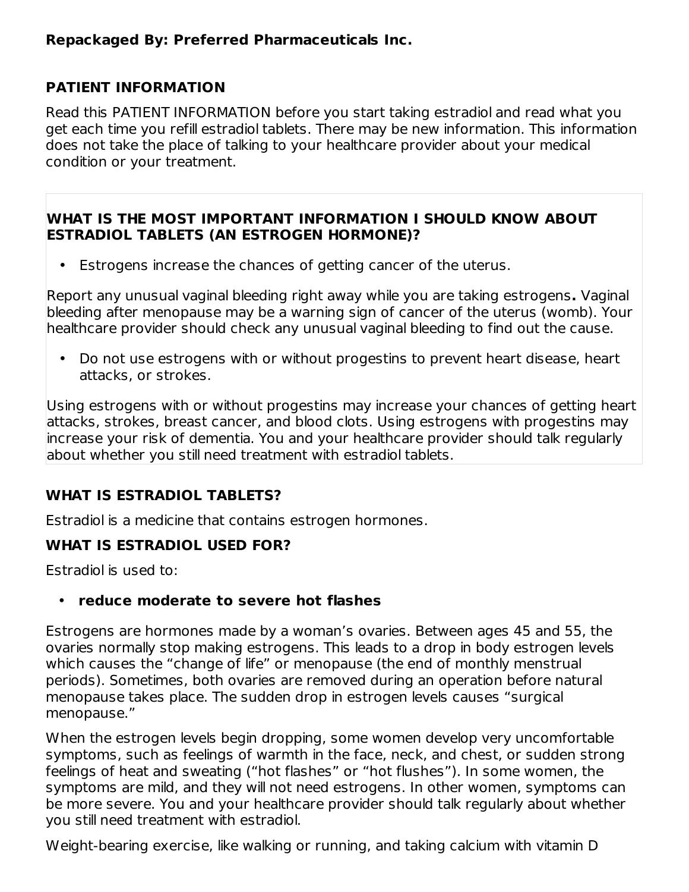**Repackaged By: Preferred Pharmaceuticals Inc.**

## PATIENT INFORMATION

Read this PATIENT INFORMATION before you start taking estradiol and read what you get each time you refill estradiol tablets. There may be new information. This information does not take the place of talking to your healthcare provider about your medical condition or your treatment.

### WHAT IS THE MOST IMPORTANT INFORMATION I SHOULD KNOW ABOUT ESTRADIOL TABLETS (AN ESTROGEN HORMONE)?

- Estrogens increase the chances of getting cancer of the uterus.

Report any unusual vaginal bleeding right away while you are taking estrogens**.** Vaginal bleeding after menopause may be a warning sign of cancer of the uterus (womb). Your healthcare provider should check any unusual vaginal bleeding to find out the cause.

- Do not use estrogens with or without progestins to prevent heart disease, heart attacks, or strokes.

Using estrogens with or without progestins may increase your chances of getting heart attacks, strokes, breast cancer, and blood clots. Using estrogens with progestins may increase your risk of dementia. You and your healthcare provider should talk regularly about whether you still need treatment with estradiol tablets.

### WHAT IS ESTRADIOL TABLETS?

Estradiol is a medicine that contains estrogen hormones.

### WHAT IS ESTRADIOL USED FOR?

Estradiol is used to:

- **reduce moderate to severe hot flashes**

Estrogens are hormones made by a woman's ovaries. Between ages 45 and 55, the ovaries normally stop making estrogens. This leads to a drop in body estrogen levels which causes the "change of life" or menopause (the end of monthly menstrual periods). Sometimes, both ovaries are removed during an operation before natural menopause takes place. The sudden drop in estrogen levels causes "surgical menopause."

When the estrogen levels begin dropping, some women develop very uncomfortable symptoms, such as feelings of warmth in the face, neck, and chest, or sudden strong feelings of heat and sweating ("hot flashes" or "hot flushes"). In some women, the symptoms are mild, and they will not need estrogens. In other women, symptoms can be more severe. You and your healthcare provider should talk regularly about whether you still need treatment with estradiol.

Weight-bearing exercise, like walking or running, and taking calcium with vitamin D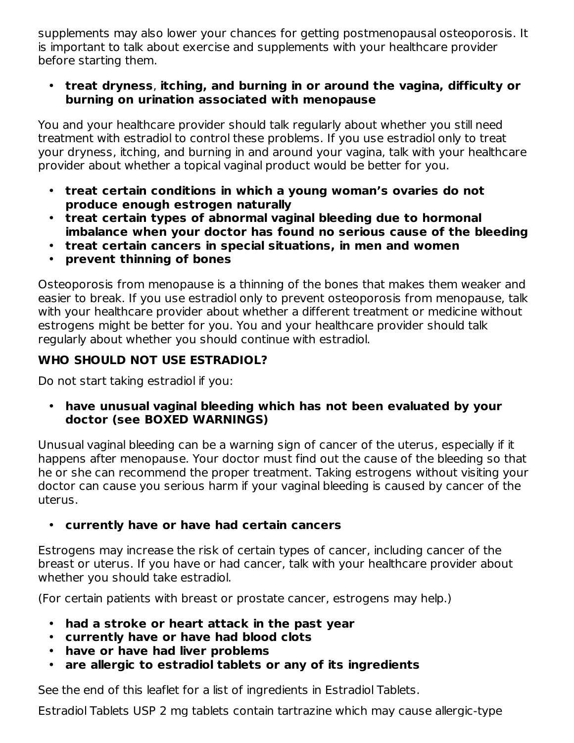supplements may also lower your chances for getting postmenopausal osteoporosis. It is important to talk about exercise and supplements with your healthcare provider before starting them.

- **treat dryness**, **itching, and burning in or around the vagina, difficulty or burning on urination associated with menopause**

You and your healthcare provider should talk regularly about whether you still need treatment with estradiol to control these problems. If you use estradiol only to treat your dryness, itching, and burning in and around your vagina, talk with your healthcare provider about whether a topical vaginal product would be better for you.

- **treat certain conditions in which a young woman's ovaries do not produce enough estrogen naturally**
- **treat certain types of abnormal vaginal bleeding due to hormonal imbalance when your doctor has found no serious cause of the bleeding**
- **treat certain cancers in special situations, in men and women**
- **prevent thinning of bones**

Osteoporosis from menopause is a thinning of the bones that makes them weaker and easier to break. If you use estradiol only to prevent osteoporosis from menopause, talk with your healthcare provider about whether a different treatment or medicine without estrogens might be better for you. You and your healthcare provider should talk regularly about whether you should continue with estradiol.

**WHO SHOULD NOT USE ESTRADIOL?**

Do not start taking estradiol if you:

- **have unusual vaginal bleeding which has not been evaluated by your doctor (see BOXED WARNINGS)**

Unusual vaginal bleeding can be a warning sign of cancer of the uterus, especially if it happens after menopause. Your doctor must find out the cause of the bleeding so that he or she can recommend the proper treatment. Taking estrogens without visiting your doctor can cause you serious harm if your vaginal bleeding is caused by cancer of the uterus.

- **currently have or have had certain cancers**

Estrogens may increase the risk of certain types of cancer, including cancer of the breast or uterus. If you have or had cancer, talk with your healthcare provider about whether you should take estradiol.

(For certain patients with breast or prostate cancer, estrogens may help.)

- **had a stroke or heart attack in the past year**
- **currently have or have had blood clots**
- **have or have had liver problems**
- **are allergic to estradiol tablets or any of its ingredients**

See the end of this leaflet for a list of ingredients in Estradiol Tablets.

Estradiol Tablets USP 2 mg tablets contain tartrazine which may cause allergic-type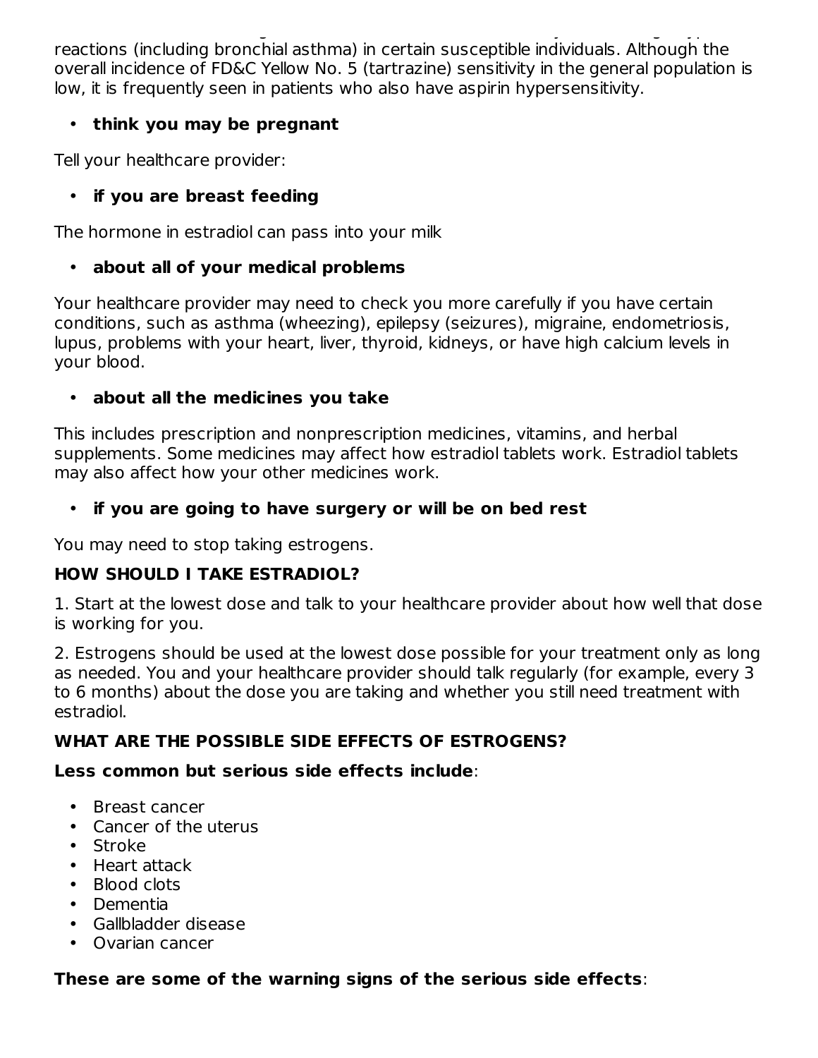reactions (including bronchial asthma) in certain susceptible individuals. Although the overall incidence of FD&C Yellow No. 5 (tartrazine) sensitivity in the general population is low, it is frequently seen in patients who also have aspirin hypersensitivity.

- **think you may be pregnant**

Tell your healthcare provider:

- **if you are breast feeding**

The hormone in estradiol can pass into your milk

- **about all of your medical problems**

Your healthcare provider may need to check you more carefully if you have certain conditions, such as asthma (wheezing), epilepsy (seizures), migraine, endometriosis, lupus, problems with your heart, liver, thyroid, kidneys, or have high calcium levels in your blood.

- **about all the medicines you take**

This includes prescription and nonprescription medicines, vitamins, and herbal supplements. Some medicines may affect how estradiol tablets work. Estradiol tablets may also affect how your other medicines work.

- **if you are going to have surgery or will be on bed rest**

You may need to stop taking estrogens.

**HOW SHOULD I TAKE ESTRADIOL?**

1. Start at the lowest dose and talk to your healthcare provider about how well that dose is working for you.

2. Estrogens should be used at the lowest dose possible for your treatment only as long as needed. You and your healthcare provider should talk regularly (for example, every 3 to 6 months) about the dose you are taking and whether you still need treatment with estradiol.

**WHAT ARE THE POSSIBLE SIDE EFFECTS OF ESTROGENS?**

**Less common but serious side effects include**:

- Breast cancer
- Cancer of the uterus
- Stroke
- Heart attack
- Blood clots
- Dementia
- Gallbladder disease
- Ovarian cancer

**These are some of the warning signs of the serious side effects**: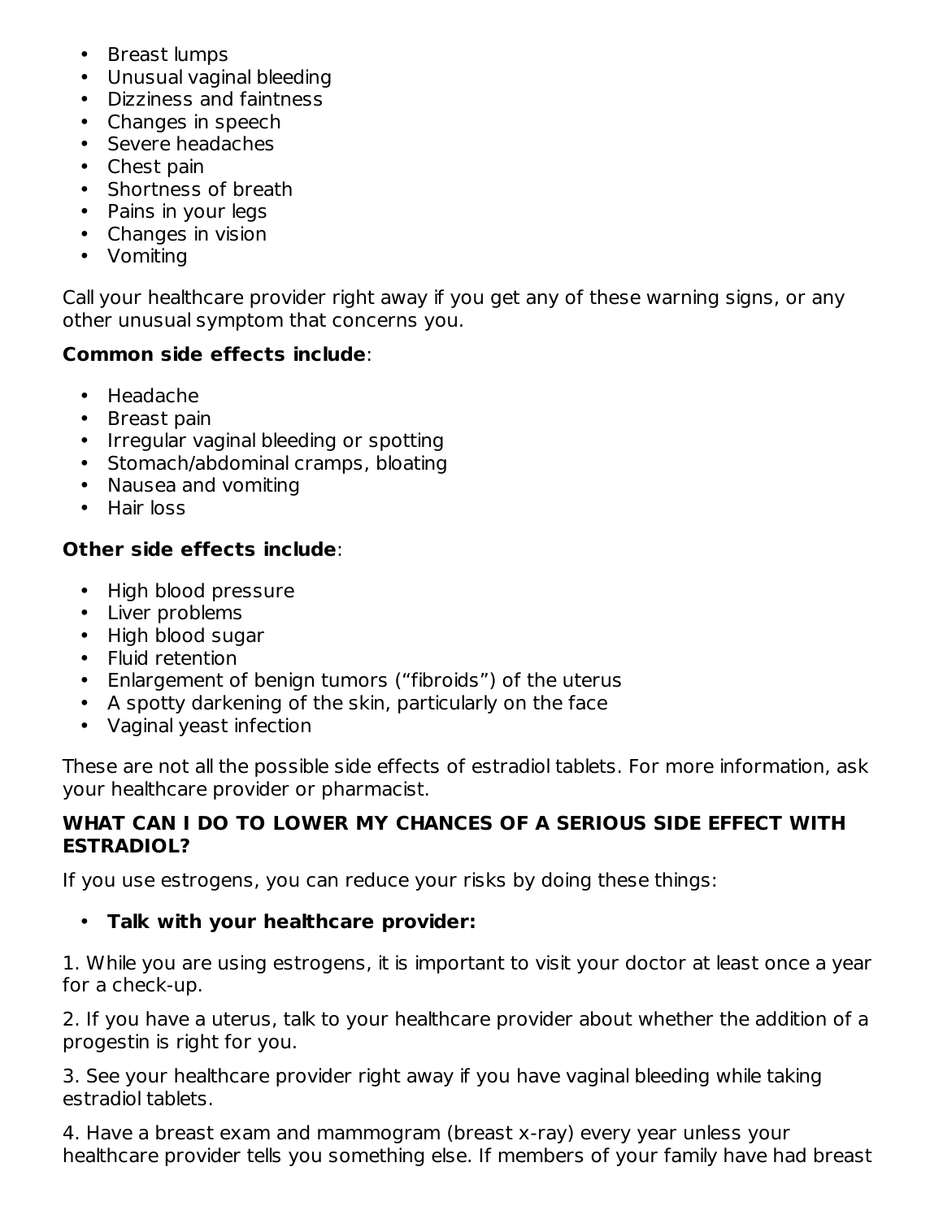- Breast lumps
- Unusual vaginal bleeding
- Dizziness and faintness
- Changes in speech
- Severe headaches
- Chest pain
- Shortness of breath
- Pains in your legs
- Changes in vision
- Vomiting

Call your healthcare provider right away if you get any of these warning signs, or any other unusual symptom that concerns you.

**Common side effects include**:

- Headache
- Breast pain
- Irregular vaginal bleeding or spotting
- Stomach/abdominal cramps, bloating
- Nausea and vomiting
- Hair loss

**Other side effects include**:

- High blood pressure
- Liver problems
- High blood sugar
- Fluid retention
- Enlargement of benign tumors ("fibroids") of the uterus
- A spotty darkening of the skin, particularly on the face
- Vaginal yeast infection

These are not all the possible side effects of estradiol tablets. For more information, ask your healthcare provider or pharmacist.

**WHAT CAN I DO TO LOWER MY CHANCES OF A SERIOUS SIDE EFFECT WITH ESTRADIOL?**

If you use estrogens, you can reduce your risks by doing these things:

- **Talk with your healthcare provider:**

1. While you are using estrogens, it is important to visit your doctor at least once a year for a check-up.

2. If you have a uterus, talk to your healthcare provider about whether the addition of a progestin is right for you.

3. See your healthcare provider right away if you have vaginal bleeding while taking estradiol tablets.

4. Have a breast exam and mammogram (breast x-ray) every year unless your healthcare provider tells you something else. If members of your family have had breast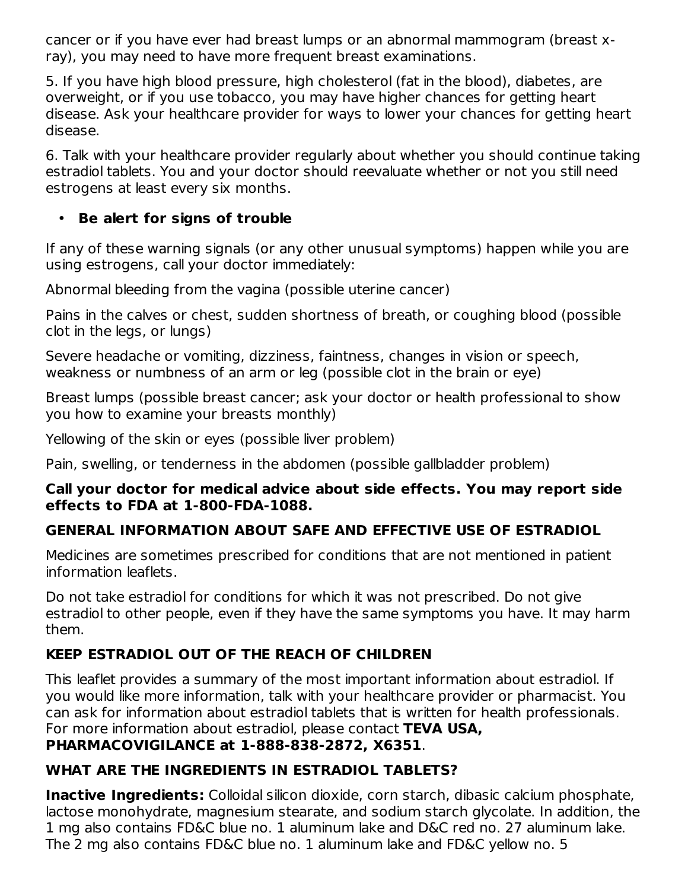cancer or if you have ever had breast lumps or an abnormal mammogram (breast x-ray), you may need to have more frequent breast examinations.

5. If you have high blood pressure, high cholesterol (fat in the blood), diabetes, are overweight, or if you use tobacco, you may have higher chances for getting heart disease. Ask your healthcare provider for ways to lower your chances for getting heart disease.

6. Talk with your healthcare provider regularly about whether you should continue taking estradiol tablets. You and your doctor should reevaluate whether or not you still need estrogens at least every six months.

- **Be alert for signs of trouble**

If any of these warning signals (or any other unusual symptoms) happen while you are using estrogens, call your doctor immediately:

Abnormal bleeding from the vagina (possible uterine cancer)

Pains in the calves or chest, sudden shortness of breath, or coughing blood (possible clot in the legs, or lungs)

Severe headache or vomiting, dizziness, faintness, changes in vision or speech, weakness or numbness of an arm or leg (possible clot in the brain or eye)

Breast lumps (possible breast cancer; ask your doctor or health professional to show you how to examine your breasts monthly)

Yellowing of the skin or eyes (possible liver problem)

Pain, swelling, or tenderness in the abdomen (possible gallbladder problem)

**Call your doctor for medical advice about side effects. You may report side effects to FDA at 1-800-FDA-1088.**

## GENERAL INFORMATION ABOUT SAFE AND EFFECTIVE USE OF ESTRADIOL

Medicines are sometimes prescribed for conditions that are not mentioned in patient information leaflets.

Do not take estradiol for conditions for which it was not prescribed. Do not give estradiol to other people, even if they have the same symptoms you have. It may harm them.

## KEEP ESTRADIOL OUT OF THE REACH OF CHILDREN

This leaflet provides a summary of the most important information about estradiol. If you would like more information, talk with your healthcare provider or pharmacist. You can ask for information about estradiol tablets that is written for health professionals. For more information about estradiol, please contact **TEVA USA, PHARMACOVIGILANCE at 1-888-838-2872, X6351**.

## WHAT ARE THE INGREDIENTS IN ESTRADIOL TABLETS?

**Inactive Ingredients:** Colloidal silicon dioxide, corn starch, dibasic calcium phosphate, lactose monohydrate, magnesium stearate, and sodium starch glycolate. In addition, the 1 mg also contains FD&C blue no. 1 aluminum lake and D&C red no. 27 aluminum lake. The 2 mg also contains FD&C blue no. 1 aluminum lake and FD&C yellow no. 5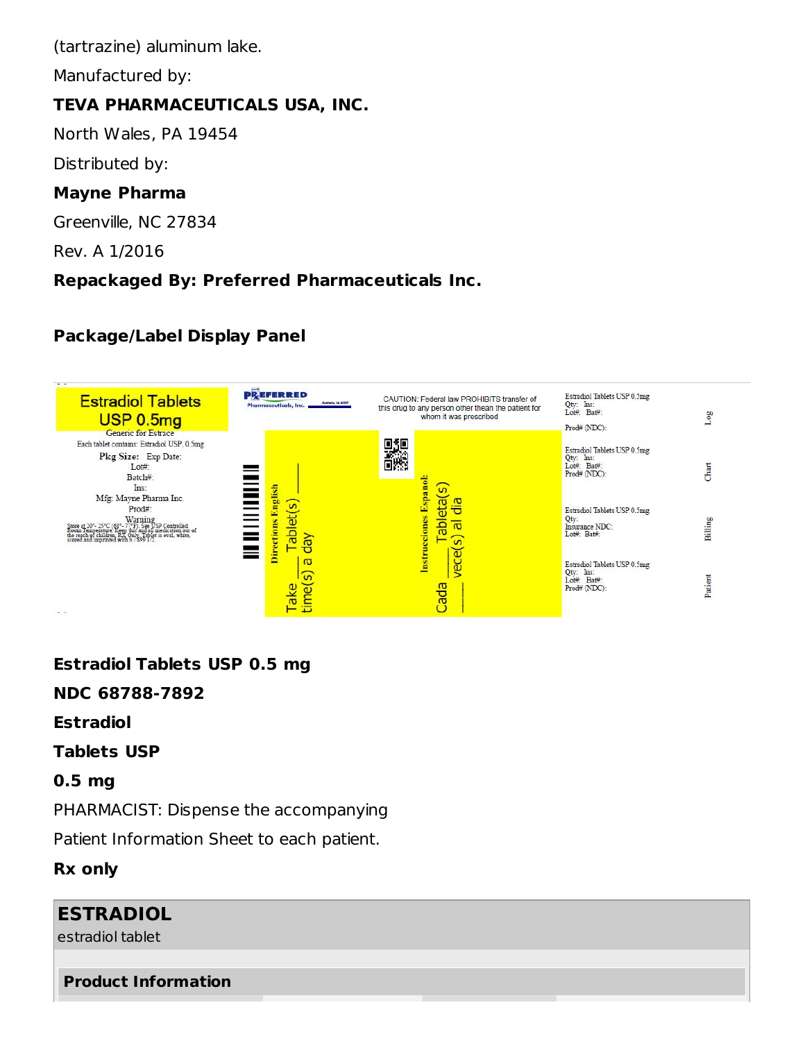(tartrazine) aluminum lake.

Manufactured by:

**TEVA PHARMACEUTICALS USA, INC.**

North Wales, PA 19454

Distributed by:

**Mayne Pharma**

Greenville, NC 27834

Rev. A 1/2016

**Repackaged By: Preferred Pharmaceuticals Inc.**

**Package/Label Display Panel**

Estradiol Tablets USP 0.5mg

Generic for Estrace

Each tablet contains: Estradiol USP, 0.5mg

Pkg Size: Exp Date:

Lot#:

Batch#:

Ins:

Mfg: Mayne Pharma Inc.

Prod#:

Warning

Store at 20°- 25°C (68°- 77°F). See USP Controlled Room Temperature. Keep this and all medication out of the reach of children. RX Only. Tablet is oval, white, scored and imprinted with b 7899 1/2.

PREFERRED Pharmaceuticals, Inc.

CAUTION: Federal law PROHIBITS transfer of this drug to any person other thean the patient for whom it was prescribed

Directions English

Take ___ Tablet(s) ___ time(s) a day

Instrucciones Espanol:

Cada ___ Tableta(s) ___ vece(s) al dia

Estradiol Tablets USP 0.5mg
Qty: Ins:
Lot#: Bat#:
Prod# (NDC):

Log

Estradiol Tablets USP 0.5mg
Qty: Ins:
Lot#: Bat#:
Prod# (NDC):

Chart

Estradiol Tablets USP 0.5mg
Qty:
Insurance NDC:
Lot#: Bat#:

Billing

Estradiol Tablets USP 0.5mg
Qty: Ins:
Lot#: Bat#:
Prod# (NDC):

Patient

**Estradiol Tablets USP 0.5 mg**

**NDC 68788-7892**

**Estradiol**

**Tablets USP**

**0.5 mg**

PHARMACIST: Dispense the accompanying

Patient Information Sheet to each patient.

**Rx only**

| **ESTRADIOL** estradiol tablet |
|---|
| **Product Information** |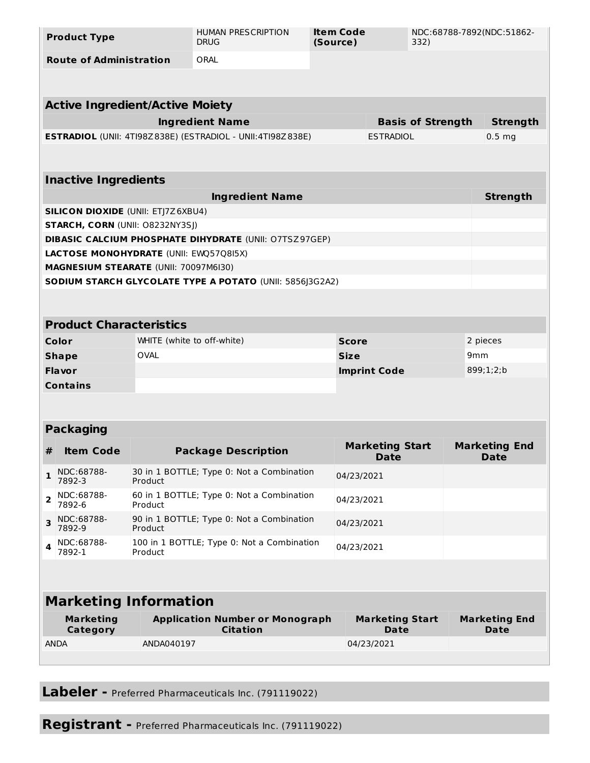| Product Type | HUMAN PRESCRIPTION DRUG | Item Code (Source) | NDC:68788-7892(NDC:51862-332) |
| --- | --- | --- | --- |
| Route of Administration | ORAL | | |

| Active Ingredient/Active Moiety | | |
| --- | --- | --- |
| **Ingredient Name** | **Basis of Strength** | **Strength** |
| **ESTRADIOL** (UNII: 4TI98Z838E) (ESTRADIOL - UNII:4TI98Z838E) | ESTRADIOL | 0.5 mg |

| Inactive Ingredients | |
| --- | --- |
| **Ingredient Name** | **Strength** |
| **SILICON DIOXIDE** (UNII: ETJ7Z6XBU4) | |
| **STARCH, CORN** (UNII: O8232NY3SJ) | |
| **DIBASIC CALCIUM PHOSPHATE DIHYDRATE** (UNII: O7TSZ97GEP) | |
| **LACTOSE MONOHYDRATE** (UNII: EWQ57Q8I5X) | |
| **MAGNESIUM STEARATE** (UNII: 70097M6I30) | |
| **SODIUM STARCH GLYCOLATE TYPE A POTATO** (UNII: 5856J3G2A2) | |

| Product Characteristics | | | |
| --- | --- | --- | --- |
| **Color** | WHITE (white to off-white) | **Score** | 2 pieces |
| **Shape** | OVAL | **Size** | 9mm |
| **Flavor** | | **Imprint Code** | 899;1;2;b |
| **Contains** | | | |

| Packaging | | | | |
| --- | --- | --- | --- | --- |
| **#** | **Item Code** | **Package Description** | **Marketing Start Date** | **Marketing End Date** |
| 1 | NDC:68788-7892-3 | 30 in 1 BOTTLE; Type 0: Not a Combination Product | 04/23/2021 | |
| 2 | NDC:68788-7892-6 | 60 in 1 BOTTLE; Type 0: Not a Combination Product | 04/23/2021 | |
| 3 | NDC:68788-7892-9 | 90 in 1 BOTTLE; Type 0: Not a Combination Product | 04/23/2021 | |
| 4 | NDC:68788-7892-1 | 100 in 1 BOTTLE; Type 0: Not a Combination Product | 04/23/2021 | |

| Marketing Information | | | |
| --- | --- | --- | --- |
| **Marketing Category** | **Application Number or Monograph Citation** | **Marketing Start Date** | **Marketing End Date** |
| ANDA | ANDA040197 | 04/23/2021 | |

## Labeler - Preferred Pharmaceuticals Inc. (791119022)

## Registrant - Preferred Pharmaceuticals Inc. (791119022)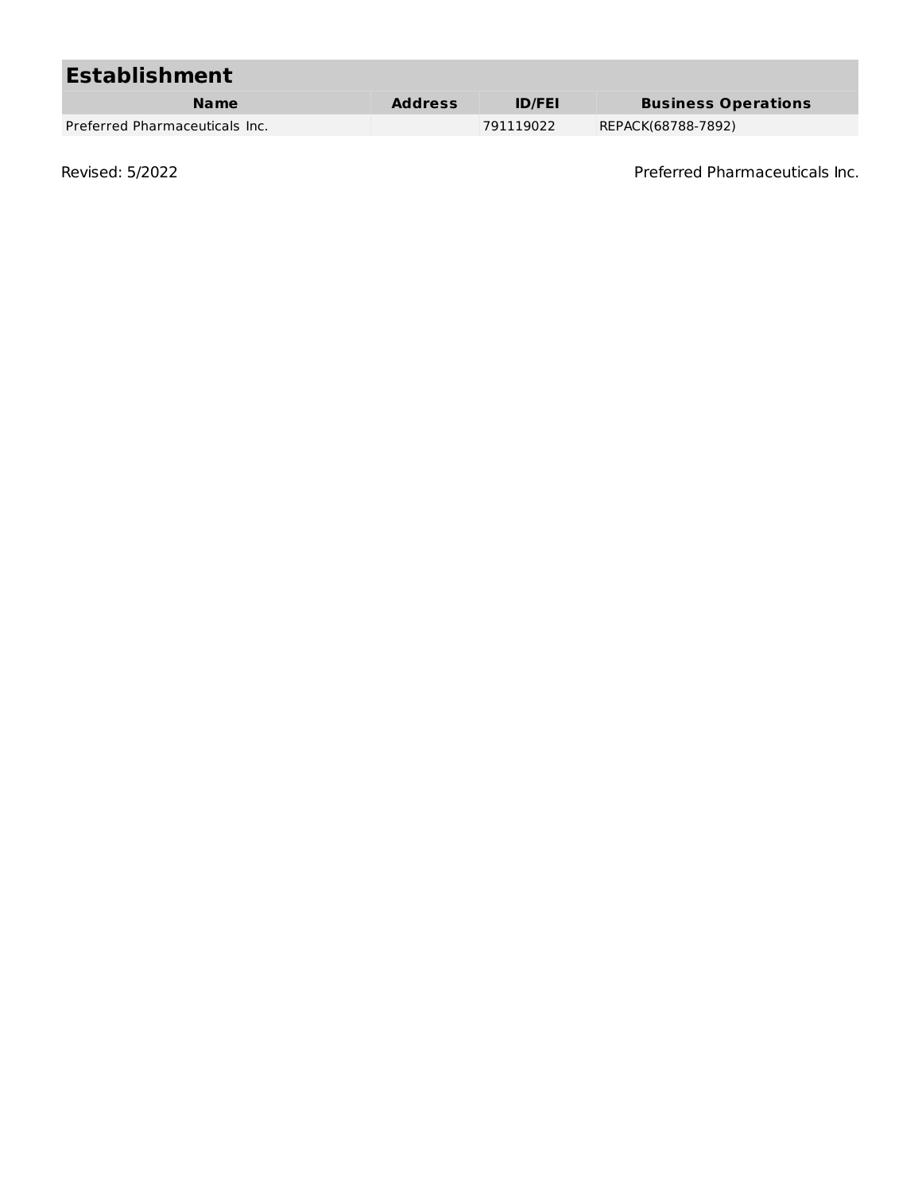## Establishment

| Name | Address | ID/FEI | Business Operations |
| --- | --- | --- | --- |
| Preferred Pharmaceuticals Inc. | | 791119022 | REPACK(68788-7892) |

Revised: 5/2022

Preferred Pharmaceuticals Inc.